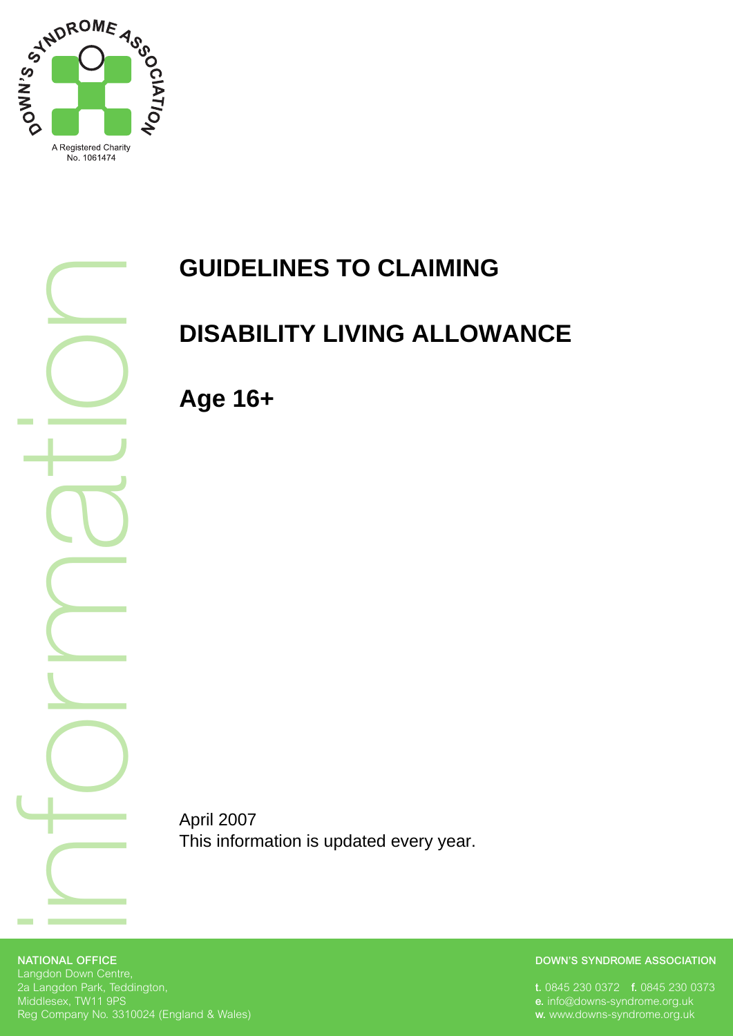A Registered Charity
No. 1061474

# GUIDELINES TO CLAIMING

# DISABILITY LIVING ALLOWANCE

## Age 16+

April 2007
This information is updated every year.

**NATIONAL OFFICE**
Langdon Down Centre,
2a Langdon Park, Teddington,
Middlesex, TW11 9PS
Reg Company No. 3310024 (England & Wales)

**DOWN'S SYNDROME ASSOCIATION**

**t.** 0845 230 0372 **f.** 0845 230 0373
**e.** info@downs-syndrome.org.uk
**w.** www.downs-syndrome.org.uk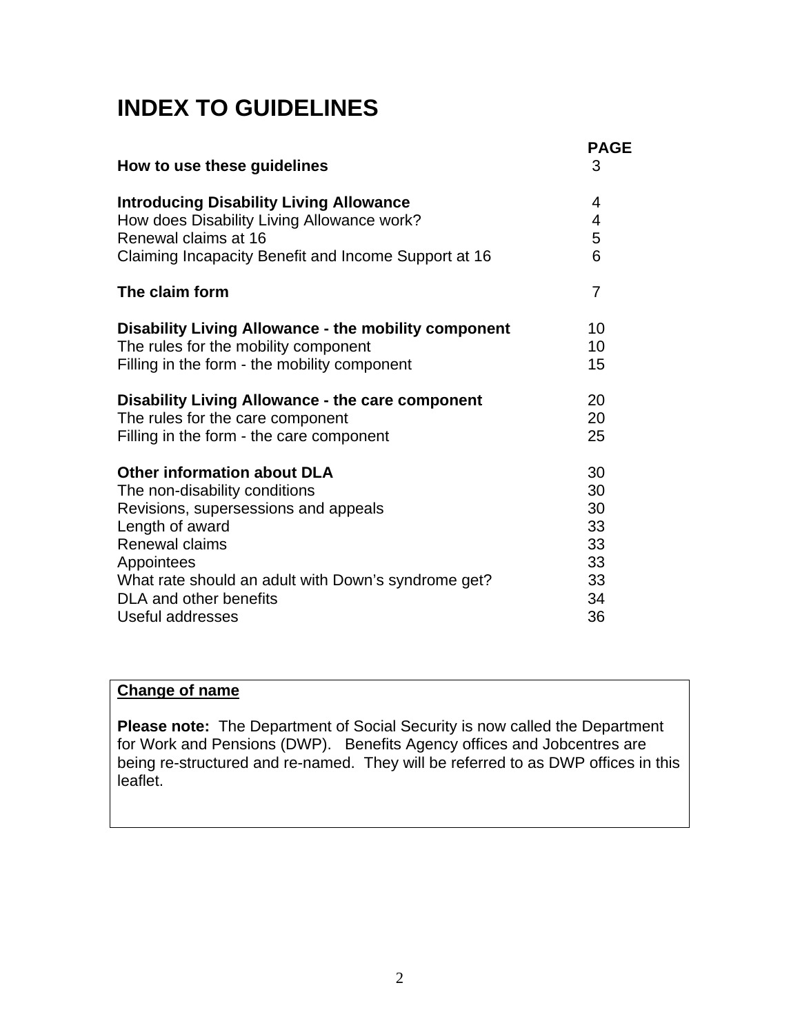# INDEX TO GUIDELINES

| | PAGE |
|---|---|
| **How to use these guidelines** | 3 |
| | |
| **Introducing Disability Living Allowance** | 4 |
| How does Disability Living Allowance work? | 4 |
| Renewal claims at 16 | 5 |
| Claiming Incapacity Benefit and Income Support at 16 | 6 |
| | |
| **The claim form** | 7 |
| | |
| **Disability Living Allowance - the mobility component** | 10 |
| The rules for the mobility component | 10 |
| Filling in the form - the mobility component | 15 |
| | |
| **Disability Living Allowance - the care component** | 20 |
| The rules for the care component | 20 |
| Filling in the form - the care component | 25 |
| | |
| **Other information about DLA** | 30 |
| The non-disability conditions | 30 |
| Revisions, supersessions and appeals | 30 |
| Length of award | 33 |
| Renewal claims | 33 |
| Appointees | 33 |
| What rate should an adult with Down's syndrome get? | 33 |
| DLA and other benefits | 34 |
| Useful addresses | 36 |

**Change of name**

**Please note:** The Department of Social Security is now called the Department for Work and Pensions (DWP). Benefits Agency offices and Jobcentres are being re-structured and re-named. They will be referred to as DWP offices in this leaflet.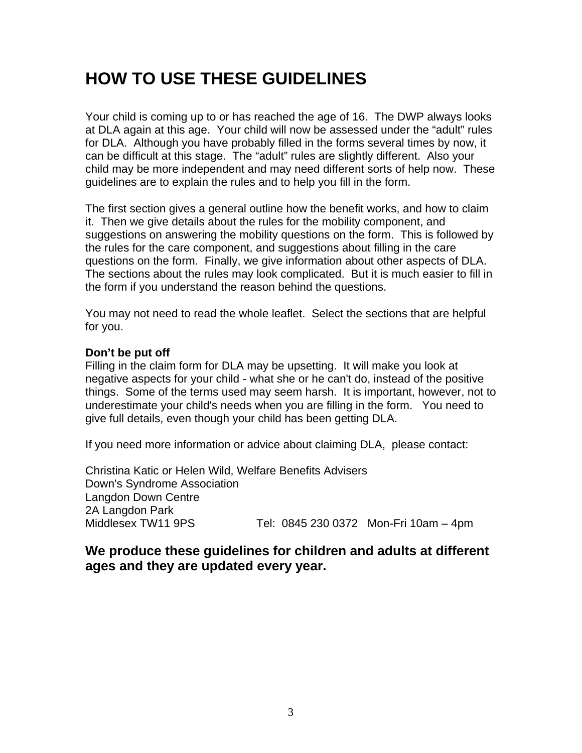# HOW TO USE THESE GUIDELINES

Your child is coming up to or has reached the age of 16. The DWP always looks at DLA again at this age. Your child will now be assessed under the "adult" rules for DLA. Although you have probably filled in the forms several times by now, it can be difficult at this stage. The "adult" rules are slightly different. Also your child may be more independent and may need different sorts of help now. These guidelines are to explain the rules and to help you fill in the form.

The first section gives a general outline how the benefit works, and how to claim it. Then we give details about the rules for the mobility component, and suggestions on answering the mobility questions on the form. This is followed by the rules for the care component, and suggestions about filling in the care questions on the form. Finally, we give information about other aspects of DLA. The sections about the rules may look complicated. But it is much easier to fill in the form if you understand the reason behind the questions.

You may not need to read the whole leaflet. Select the sections that are helpful for you.

**Don't be put off**

Filling in the claim form for DLA may be upsetting. It will make you look at negative aspects for your child - what she or he can't do, instead of the positive things. Some of the terms used may seem harsh. It is important, however, not to underestimate your child's needs when you are filling in the form. You need to give full details, even though your child has been getting DLA.

If you need more information or advice about claiming DLA, please contact:

Christina Katic or Helen Wild, Welfare Benefits Advisers
Down's Syndrome Association
Langdon Down Centre
2A Langdon Park
Middlesex TW11 9PS        Tel: 0845 230 0372   Mon-Fri 10am – 4pm

**We produce these guidelines for children and adults at different ages and they are updated every year.**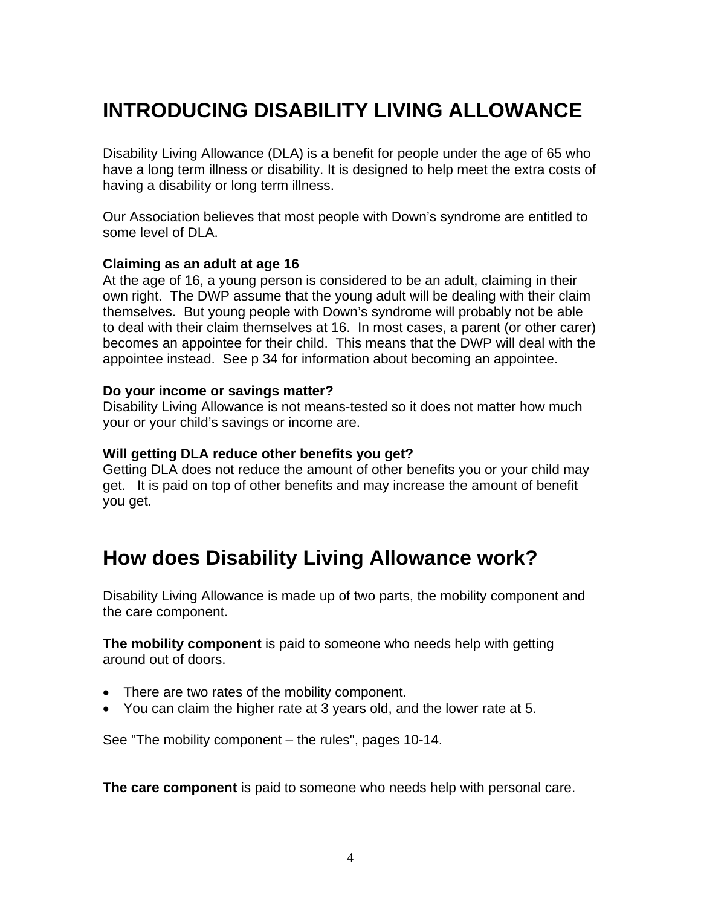# INTRODUCING DISABILITY LIVING ALLOWANCE

Disability Living Allowance (DLA) is a benefit for people under the age of 65 who have a long term illness or disability. It is designed to help meet the extra costs of having a disability or long term illness.

Our Association believes that most people with Down's syndrome are entitled to some level of DLA.

**Claiming as an adult at age 16**
At the age of 16, a young person is considered to be an adult, claiming in their own right. The DWP assume that the young adult will be dealing with their claim themselves. But young people with Down's syndrome will probably not be able to deal with their claim themselves at 16. In most cases, a parent (or other carer) becomes an appointee for their child. This means that the DWP will deal with the appointee instead. See p 34 for information about becoming an appointee.

**Do your income or savings matter?**
Disability Living Allowance is not means-tested so it does not matter how much your or your child's savings or income are.

**Will getting DLA reduce other benefits you get?**
Getting DLA does not reduce the amount of other benefits you or your child may get. It is paid on top of other benefits and may increase the amount of benefit you get.

## How does Disability Living Allowance work?

Disability Living Allowance is made up of two parts, the mobility component and the care component.

**The mobility component** is paid to someone who needs help with getting around out of doors.

- There are two rates of the mobility component.
- You can claim the higher rate at 3 years old, and the lower rate at 5.

See "The mobility component – the rules", pages 10-14.

**The care component** is paid to someone who needs help with personal care.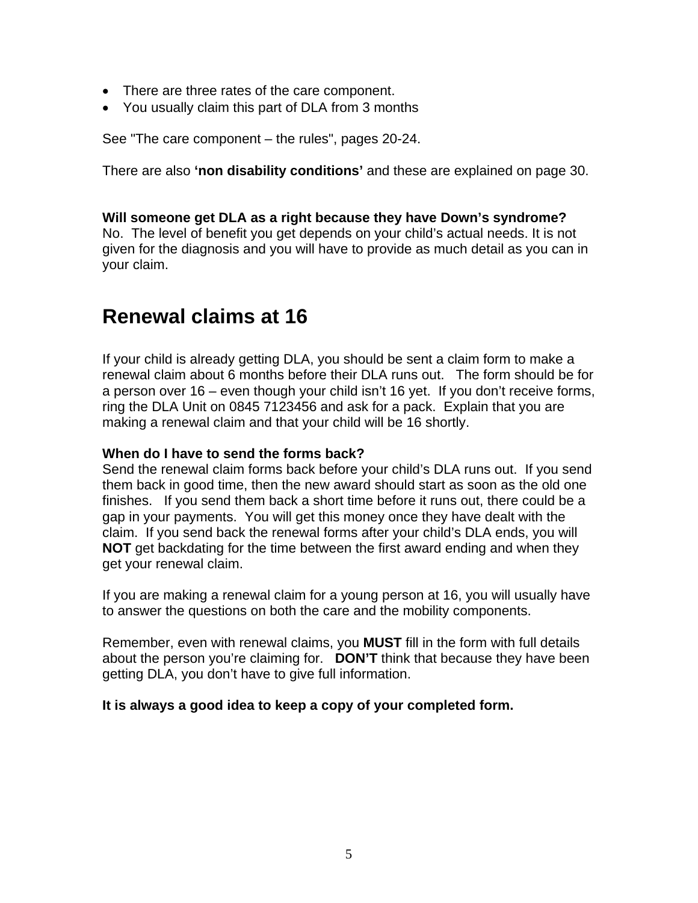- There are three rates of the care component.
- You usually claim this part of DLA from 3 months

See "The care component – the rules", pages 20-24.

There are also **'non disability conditions'** and these are explained on page 30.

**Will someone get DLA as a right because they have Down's syndrome?**
No. The level of benefit you get depends on your child's actual needs. It is not given for the diagnosis and you will have to provide as much detail as you can in your claim.

## Renewal claims at 16

If your child is already getting DLA, you should be sent a claim form to make a renewal claim about 6 months before their DLA runs out. The form should be for a person over 16 – even though your child isn't 16 yet. If you don't receive forms, ring the DLA Unit on 0845 7123456 and ask for a pack. Explain that you are making a renewal claim and that your child will be 16 shortly.

**When do I have to send the forms back?**
Send the renewal claim forms back before your child's DLA runs out. If you send them back in good time, then the new award should start as soon as the old one finishes. If you send them back a short time before it runs out, there could be a gap in your payments. You will get this money once they have dealt with the claim. If you send back the renewal forms after your child's DLA ends, you will **NOT** get backdating for the time between the first award ending and when they get your renewal claim.

If you are making a renewal claim for a young person at 16, you will usually have to answer the questions on both the care and the mobility components.

Remember, even with renewal claims, you **MUST** fill in the form with full details about the person you're claiming for. **DON'T** think that because they have been getting DLA, you don't have to give full information.

**It is always a good idea to keep a copy of your completed form.**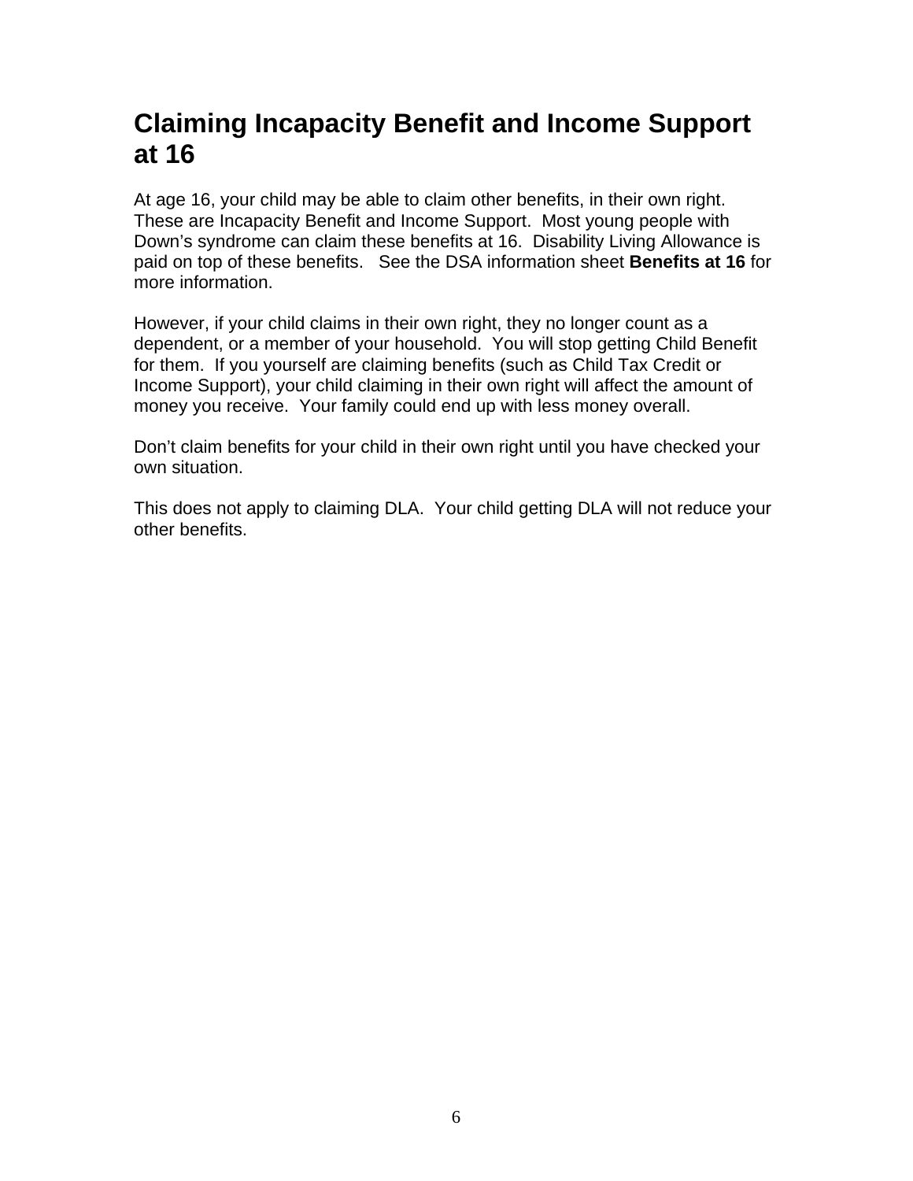# Claiming Incapacity Benefit and Income Support at 16

At age 16, your child may be able to claim other benefits, in their own right. These are Incapacity Benefit and Income Support. Most young people with Down's syndrome can claim these benefits at 16. Disability Living Allowance is paid on top of these benefits. See the DSA information sheet **Benefits at 16** for more information.

However, if your child claims in their own right, they no longer count as a dependent, or a member of your household. You will stop getting Child Benefit for them. If you yourself are claiming benefits (such as Child Tax Credit or Income Support), your child claiming in their own right will affect the amount of money you receive. Your family could end up with less money overall.

Don't claim benefits for your child in their own right until you have checked your own situation.

This does not apply to claiming DLA. Your child getting DLA will not reduce your other benefits.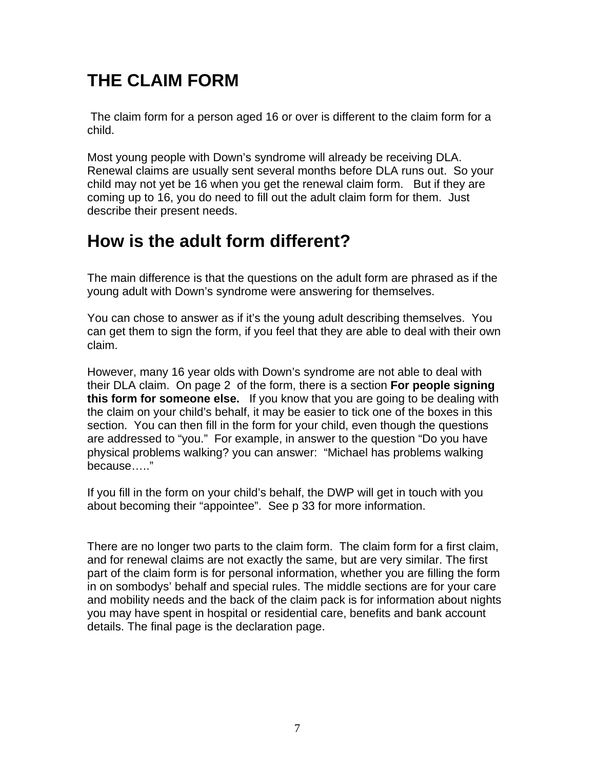# THE CLAIM FORM

The claim form for a person aged 16 or over is different to the claim form for a child.

Most young people with Down's syndrome will already be receiving DLA. Renewal claims are usually sent several months before DLA runs out. So your child may not yet be 16 when you get the renewal claim form. But if they are coming up to 16, you do need to fill out the adult claim form for them. Just describe their present needs.

## How is the adult form different?

The main difference is that the questions on the adult form are phrased as if the young adult with Down's syndrome were answering for themselves.

You can chose to answer as if it's the young adult describing themselves. You can get them to sign the form, if you feel that they are able to deal with their own claim.

However, many 16 year olds with Down's syndrome are not able to deal with their DLA claim. On page 2 of the form, there is a section **For people signing this form for someone else.** If you know that you are going to be dealing with the claim on your child's behalf, it may be easier to tick one of the boxes in this section. You can then fill in the form for your child, even though the questions are addressed to "you." For example, in answer to the question "Do you have physical problems walking? you can answer: "Michael has problems walking because….."

If you fill in the form on your child's behalf, the DWP will get in touch with you about becoming their "appointee". See p 33 for more information.

There are no longer two parts to the claim form. The claim form for a first claim, and for renewal claims are not exactly the same, but are very similar. The first part of the claim form is for personal information, whether you are filling the form in on sombodys' behalf and special rules. The middle sections are for your care and mobility needs and the back of the claim pack is for information about nights you may have spent in hospital or residential care, benefits and bank account details. The final page is the declaration page.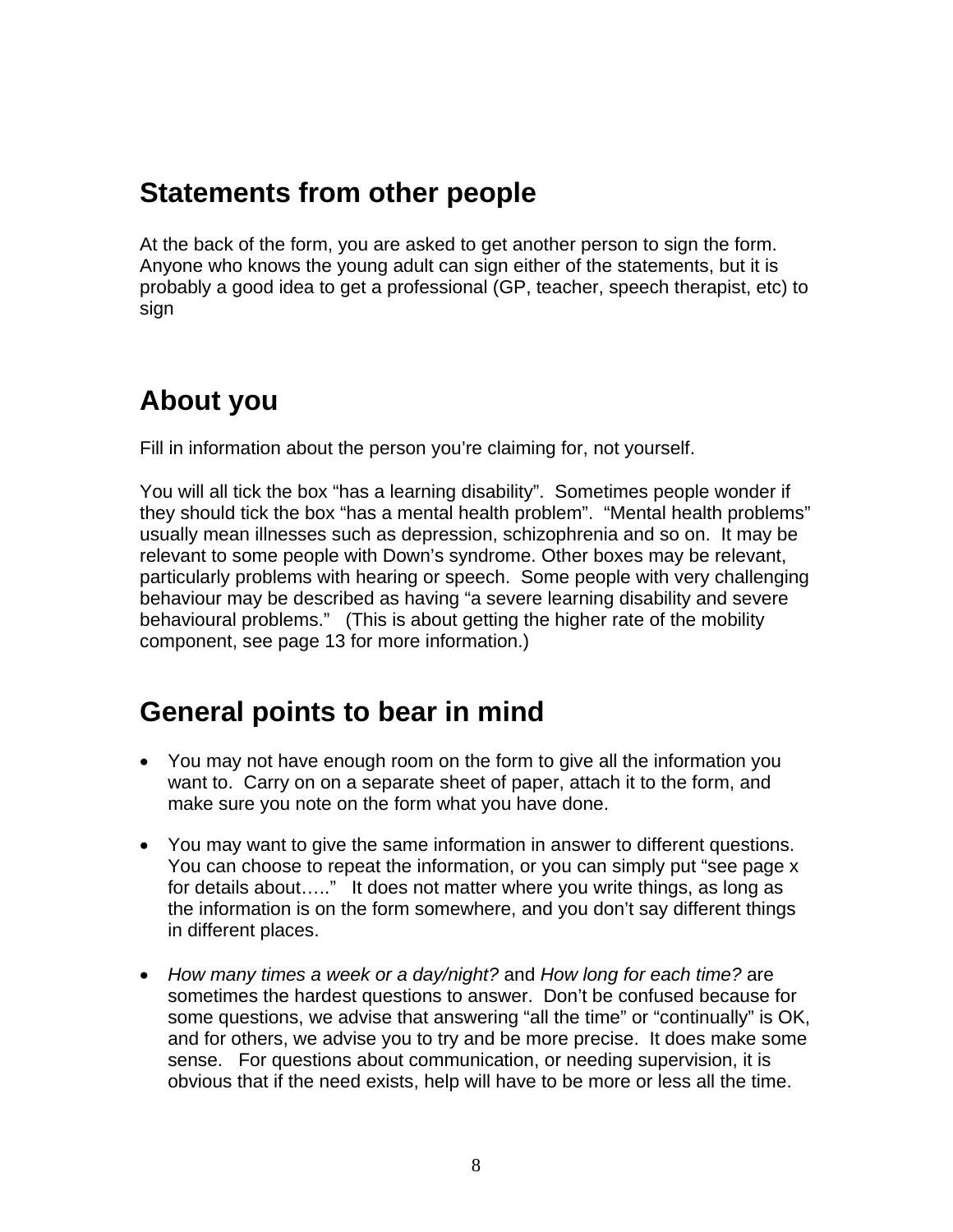## Statements from other people

At the back of the form, you are asked to get another person to sign the form. Anyone who knows the young adult can sign either of the statements, but it is probably a good idea to get a professional (GP, teacher, speech therapist, etc) to sign

## About you

Fill in information about the person you're claiming for, not yourself.

You will all tick the box "has a learning disability". Sometimes people wonder if they should tick the box "has a mental health problem". "Mental health problems" usually mean illnesses such as depression, schizophrenia and so on. It may be relevant to some people with Down's syndrome. Other boxes may be relevant, particularly problems with hearing or speech. Some people with very challenging behaviour may be described as having "a severe learning disability and severe behavioural problems." (This is about getting the higher rate of the mobility component, see page 13 for more information.)

## General points to bear in mind

- You may not have enough room on the form to give all the information you want to. Carry on on a separate sheet of paper, attach it to the form, and make sure you note on the form what you have done.
- You may want to give the same information in answer to different questions. You can choose to repeat the information, or you can simply put "see page x for details about….." It does not matter where you write things, as long as the information is on the form somewhere, and you don't say different things in different places.
- *How many times a week or a day/night?* and *How long for each time?* are sometimes the hardest questions to answer. Don't be confused because for some questions, we advise that answering "all the time" or "continually" is OK, and for others, we advise you to try and be more precise. It does make some sense. For questions about communication, or needing supervision, it is obvious that if the need exists, help will have to be more or less all the time.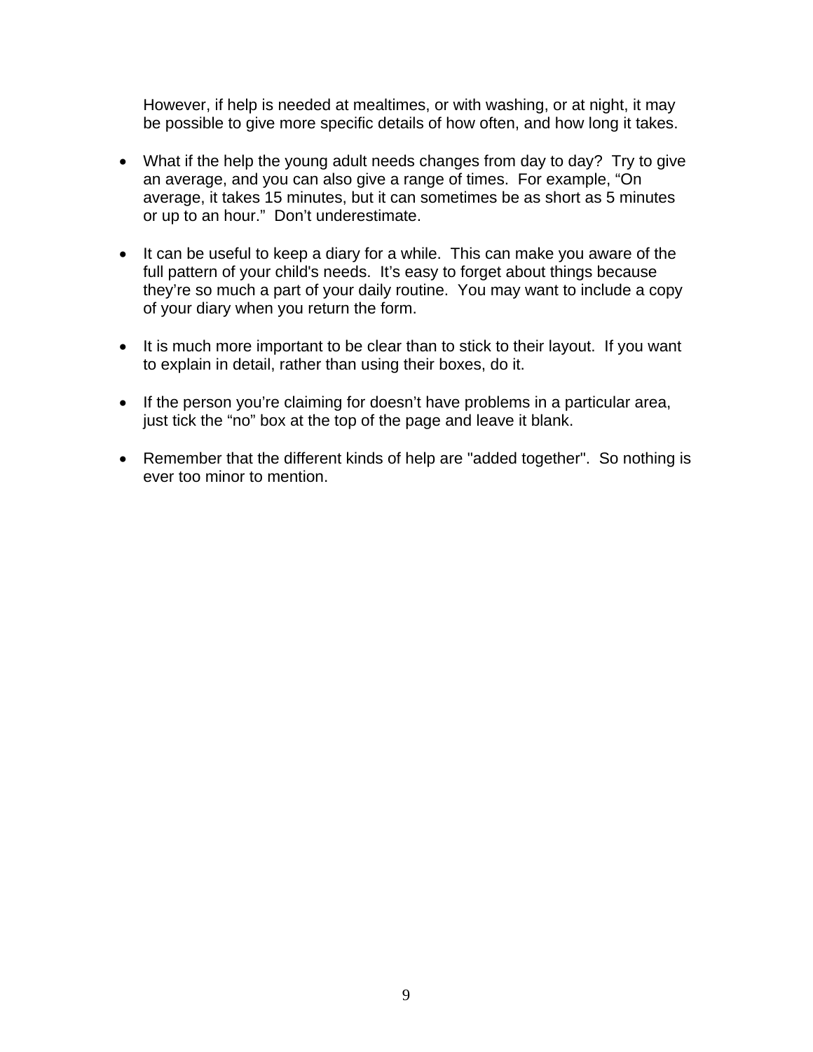However, if help is needed at mealtimes, or with washing, or at night, it may be possible to give more specific details of how often, and how long it takes.

- What if the help the young adult needs changes from day to day? Try to give an average, and you can also give a range of times. For example, "On average, it takes 15 minutes, but it can sometimes be as short as 5 minutes or up to an hour." Don't underestimate.

- It can be useful to keep a diary for a while. This can make you aware of the full pattern of your child's needs. It's easy to forget about things because they're so much a part of your daily routine. You may want to include a copy of your diary when you return the form.

- It is much more important to be clear than to stick to their layout. If you want to explain in detail, rather than using their boxes, do it.

- If the person you're claiming for doesn't have problems in a particular area, just tick the "no" box at the top of the page and leave it blank.

- Remember that the different kinds of help are "added together". So nothing is ever too minor to mention.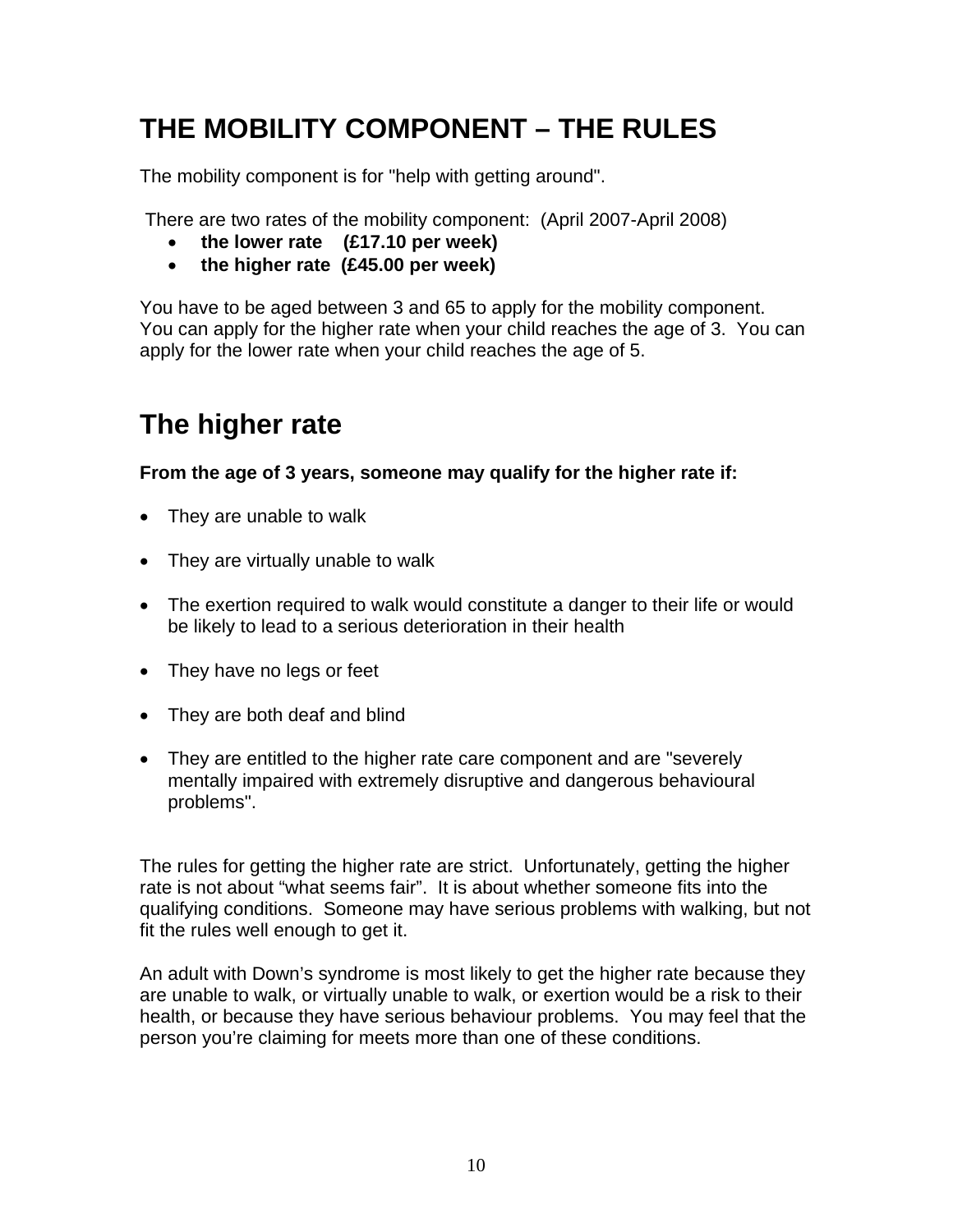# THE MOBILITY COMPONENT – THE RULES

The mobility component is for "help with getting around".

There are two rates of the mobility component: (April 2007-April 2008)

- **the lower rate (£17.10 per week)**
- **the higher rate (£45.00 per week)**

You have to be aged between 3 and 65 to apply for the mobility component. You can apply for the higher rate when your child reaches the age of 3. You can apply for the lower rate when your child reaches the age of 5.

## The higher rate

**From the age of 3 years, someone may qualify for the higher rate if:**

- They are unable to walk
- They are virtually unable to walk
- The exertion required to walk would constitute a danger to their life or would be likely to lead to a serious deterioration in their health
- They have no legs or feet
- They are both deaf and blind
- They are entitled to the higher rate care component and are "severely mentally impaired with extremely disruptive and dangerous behavioural problems".

The rules for getting the higher rate are strict. Unfortunately, getting the higher rate is not about "what seems fair". It is about whether someone fits into the qualifying conditions. Someone may have serious problems with walking, but not fit the rules well enough to get it.

An adult with Down's syndrome is most likely to get the higher rate because they are unable to walk, or virtually unable to walk, or exertion would be a risk to their health, or because they have serious behaviour problems. You may feel that the person you're claiming for meets more than one of these conditions.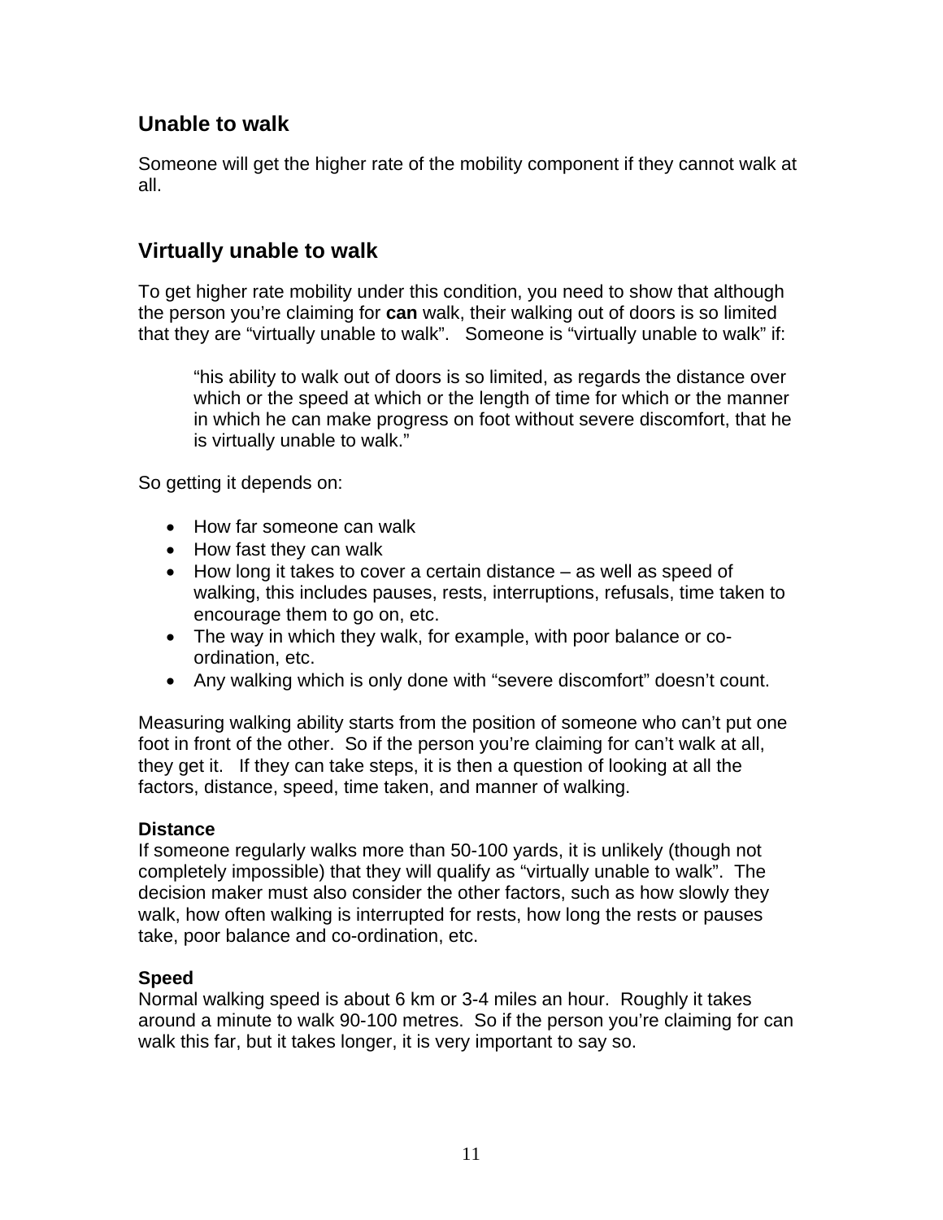## Unable to walk

Someone will get the higher rate of the mobility component if they cannot walk at all.

## Virtually unable to walk

To get higher rate mobility under this condition, you need to show that although the person you're claiming for **can** walk, their walking out of doors is so limited that they are "virtually unable to walk". Someone is "virtually unable to walk" if:

> "his ability to walk out of doors is so limited, as regards the distance over which or the speed at which or the length of time for which or the manner in which he can make progress on foot without severe discomfort, that he is virtually unable to walk."

So getting it depends on:

- How far someone can walk
- How fast they can walk
- How long it takes to cover a certain distance – as well as speed of walking, this includes pauses, rests, interruptions, refusals, time taken to encourage them to go on, etc.
- The way in which they walk, for example, with poor balance or co-ordination, etc.
- Any walking which is only done with "severe discomfort" doesn't count.

Measuring walking ability starts from the position of someone who can't put one foot in front of the other. So if the person you're claiming for can't walk at all, they get it. If they can take steps, it is then a question of looking at all the factors, distance, speed, time taken, and manner of walking.

**Distance**
If someone regularly walks more than 50-100 yards, it is unlikely (though not completely impossible) that they will qualify as "virtually unable to walk". The decision maker must also consider the other factors, such as how slowly they walk, how often walking is interrupted for rests, how long the rests or pauses take, poor balance and co-ordination, etc.

**Speed**
Normal walking speed is about 6 km or 3-4 miles an hour. Roughly it takes around a minute to walk 90-100 metres. So if the person you're claiming for can walk this far, but it takes longer, it is very important to say so.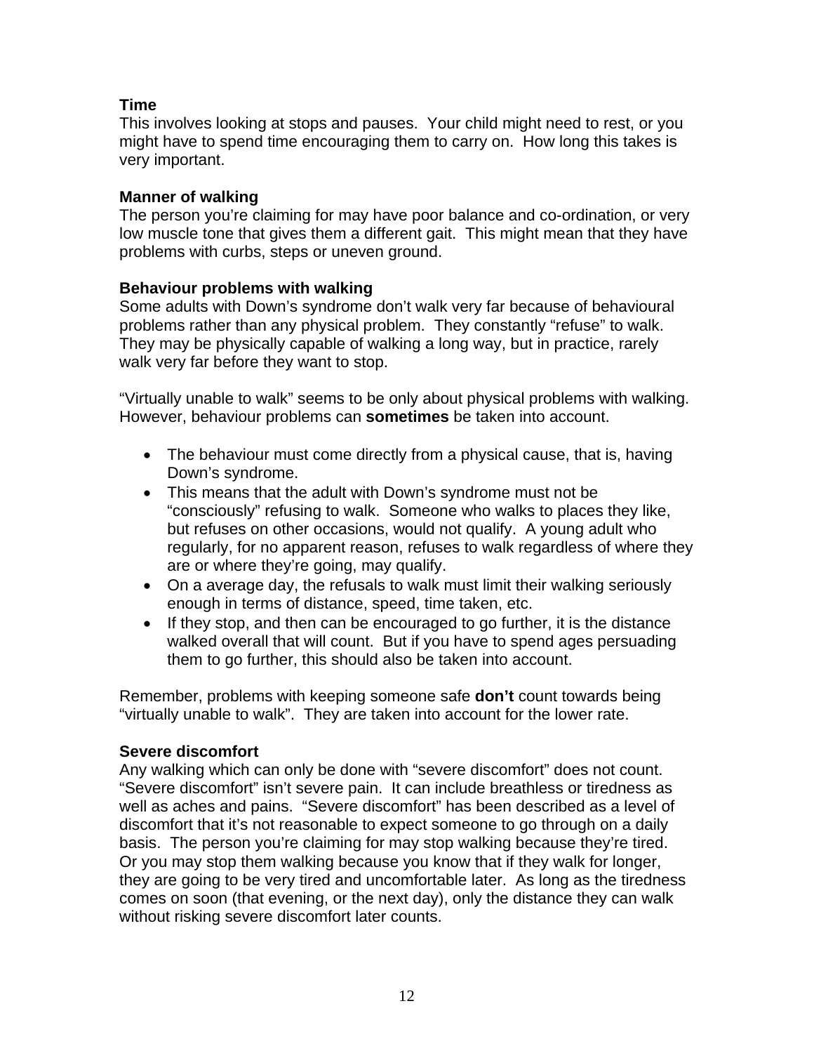**Time**
This involves looking at stops and pauses. Your child might need to rest, or you might have to spend time encouraging them to carry on. How long this takes is very important.

**Manner of walking**
The person you're claiming for may have poor balance and co-ordination, or very low muscle tone that gives them a different gait. This might mean that they have problems with curbs, steps or uneven ground.

**Behaviour problems with walking**
Some adults with Down's syndrome don't walk very far because of behavioural problems rather than any physical problem. They constantly "refuse" to walk. They may be physically capable of walking a long way, but in practice, rarely walk very far before they want to stop.

"Virtually unable to walk" seems to be only about physical problems with walking. However, behaviour problems can **sometimes** be taken into account.

- The behaviour must come directly from a physical cause, that is, having Down's syndrome.
- This means that the adult with Down's syndrome must not be "consciously" refusing to walk. Someone who walks to places they like, but refuses on other occasions, would not qualify. A young adult who regularly, for no apparent reason, refuses to walk regardless of where they are or where they're going, may qualify.
- On a average day, the refusals to walk must limit their walking seriously enough in terms of distance, speed, time taken, etc.
- If they stop, and then can be encouraged to go further, it is the distance walked overall that will count. But if you have to spend ages persuading them to go further, this should also be taken into account.

Remember, problems with keeping someone safe **don't** count towards being "virtually unable to walk". They are taken into account for the lower rate.

**Severe discomfort**
Any walking which can only be done with "severe discomfort" does not count. "Severe discomfort" isn't severe pain. It can include breathless or tiredness as well as aches and pains. "Severe discomfort" has been described as a level of discomfort that it's not reasonable to expect someone to go through on a daily basis. The person you're claiming for may stop walking because they're tired. Or you may stop them walking because you know that if they walk for longer, they are going to be very tired and uncomfortable later. As long as the tiredness comes on soon (that evening, or the next day), only the distance they can walk without risking severe discomfort later counts.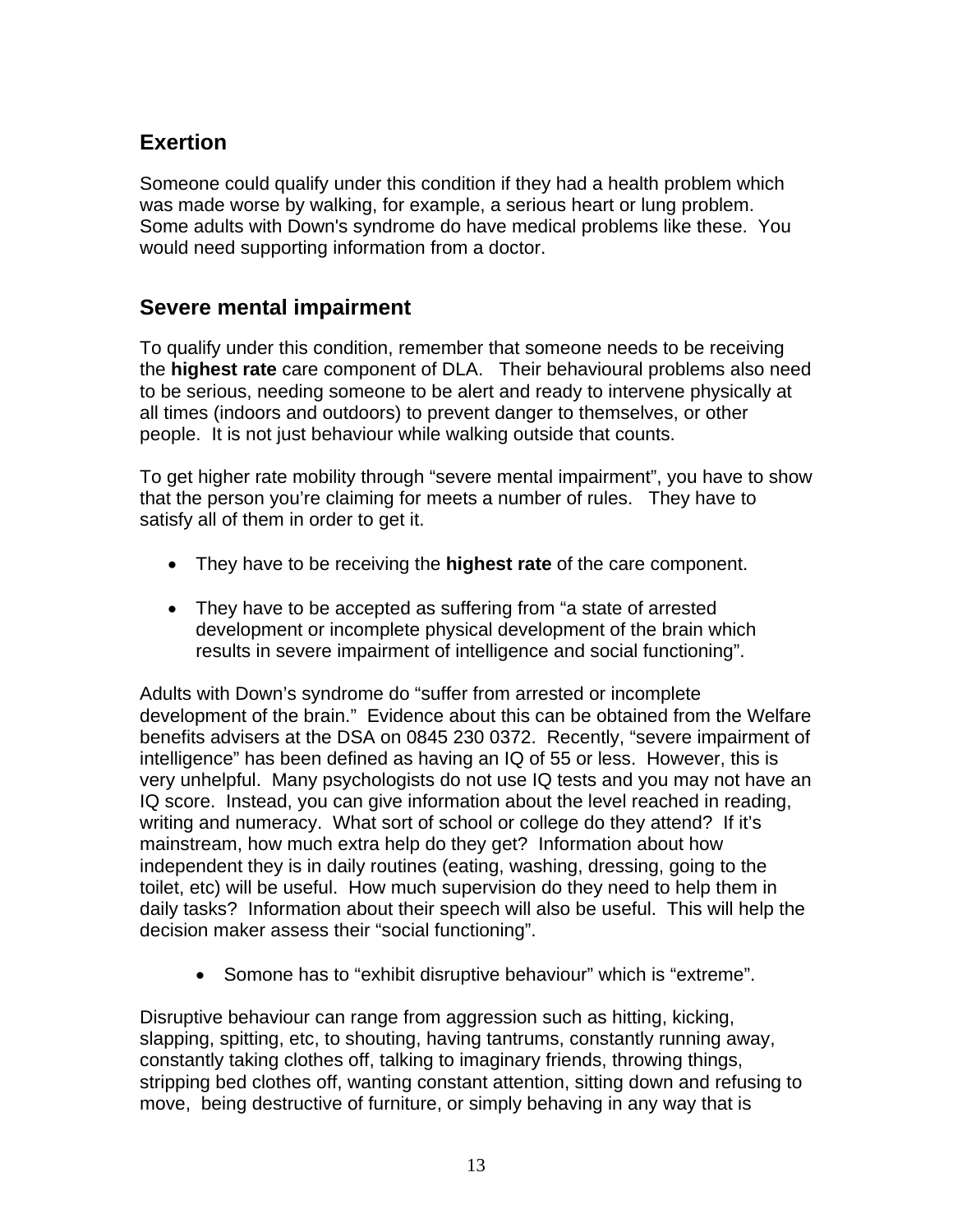## Exertion

Someone could qualify under this condition if they had a health problem which was made worse by walking, for example, a serious heart or lung problem. Some adults with Down's syndrome do have medical problems like these. You would need supporting information from a doctor.

## Severe mental impairment

To qualify under this condition, remember that someone needs to be receiving the **highest rate** care component of DLA. Their behavioural problems also need to be serious, needing someone to be alert and ready to intervene physically at all times (indoors and outdoors) to prevent danger to themselves, or other people. It is not just behaviour while walking outside that counts.

To get higher rate mobility through "severe mental impairment", you have to show that the person you're claiming for meets a number of rules. They have to satisfy all of them in order to get it.

- They have to be receiving the **highest rate** of the care component.

- They have to be accepted as suffering from "a state of arrested development or incomplete physical development of the brain which results in severe impairment of intelligence and social functioning".

Adults with Down's syndrome do "suffer from arrested or incomplete development of the brain." Evidence about this can be obtained from the Welfare benefits advisers at the DSA on 0845 230 0372. Recently, "severe impairment of intelligence" has been defined as having an IQ of 55 or less. However, this is very unhelpful. Many psychologists do not use IQ tests and you may not have an IQ score. Instead, you can give information about the level reached in reading, writing and numeracy. What sort of school or college do they attend? If it's mainstream, how much extra help do they get? Information about how independent they is in daily routines (eating, washing, dressing, going to the toilet, etc) will be useful. How much supervision do they need to help them in daily tasks? Information about their speech will also be useful. This will help the decision maker assess their "social functioning".

- Somone has to "exhibit disruptive behaviour" which is "extreme".

Disruptive behaviour can range from aggression such as hitting, kicking, slapping, spitting, etc, to shouting, having tantrums, constantly running away, constantly taking clothes off, talking to imaginary friends, throwing things, stripping bed clothes off, wanting constant attention, sitting down and refusing to move, being destructive of furniture, or simply behaving in any way that is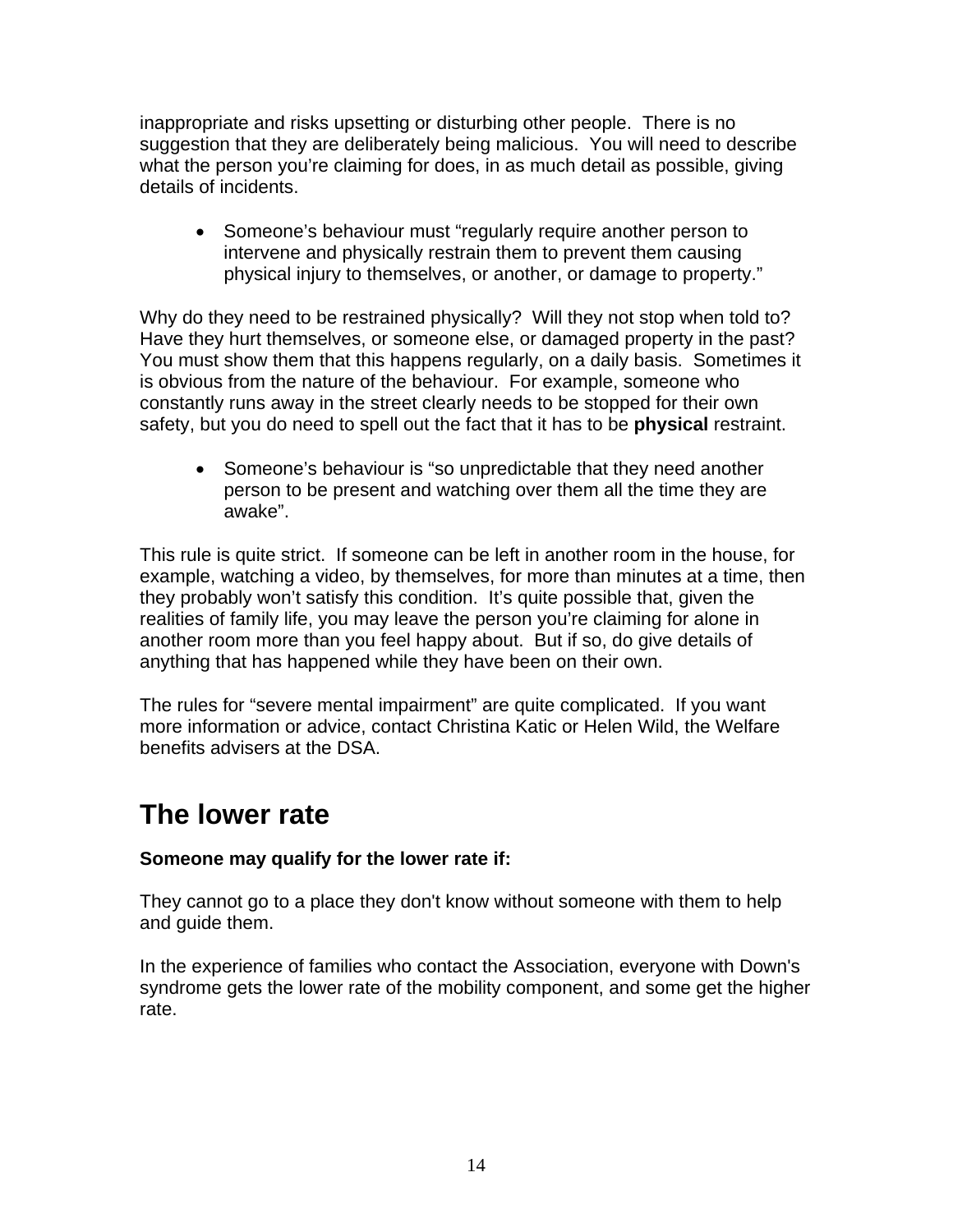inappropriate and risks upsetting or disturbing other people. There is no suggestion that they are deliberately being malicious. You will need to describe what the person you're claiming for does, in as much detail as possible, giving details of incidents.

- Someone's behaviour must "regularly require another person to intervene and physically restrain them to prevent them causing physical injury to themselves, or another, or damage to property."

Why do they need to be restrained physically? Will they not stop when told to? Have they hurt themselves, or someone else, or damaged property in the past? You must show them that this happens regularly, on a daily basis. Sometimes it is obvious from the nature of the behaviour. For example, someone who constantly runs away in the street clearly needs to be stopped for their own safety, but you do need to spell out the fact that it has to be **physical** restraint.

- Someone's behaviour is "so unpredictable that they need another person to be present and watching over them all the time they are awake".

This rule is quite strict. If someone can be left in another room in the house, for example, watching a video, by themselves, for more than minutes at a time, then they probably won't satisfy this condition. It's quite possible that, given the realities of family life, you may leave the person you're claiming for alone in another room more than you feel happy about. But if so, do give details of anything that has happened while they have been on their own.

The rules for "severe mental impairment" are quite complicated. If you want more information or advice, contact Christina Katic or Helen Wild, the Welfare benefits advisers at the DSA.

# The lower rate

**Someone may qualify for the lower rate if:**

They cannot go to a place they don't know without someone with them to help and guide them.

In the experience of families who contact the Association, everyone with Down's syndrome gets the lower rate of the mobility component, and some get the higher rate.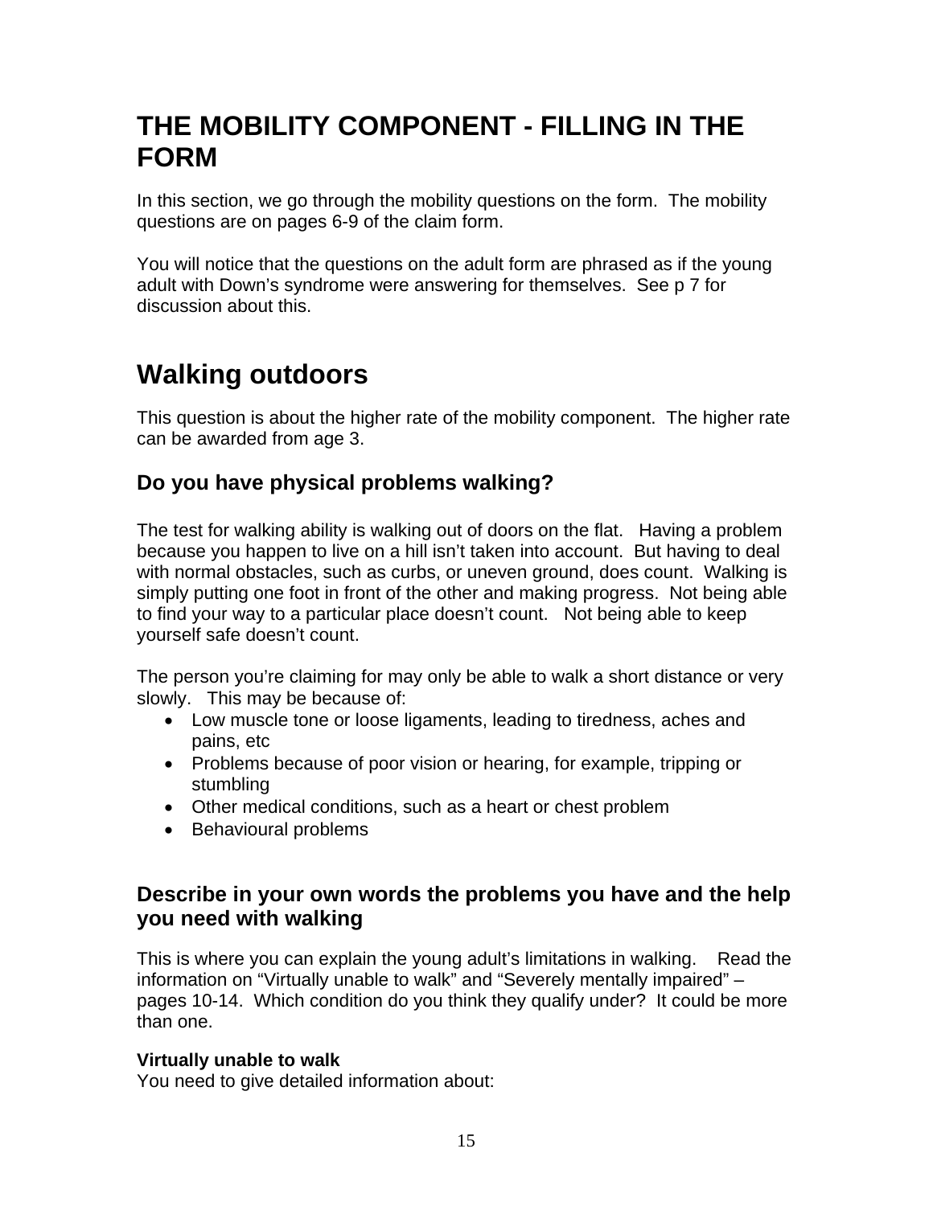# THE MOBILITY COMPONENT - FILLING IN THE FORM

In this section, we go through the mobility questions on the form. The mobility questions are on pages 6-9 of the claim form.

You will notice that the questions on the adult form are phrased as if the young adult with Down's syndrome were answering for themselves. See p 7 for discussion about this.

# Walking outdoors

This question is about the higher rate of the mobility component. The higher rate can be awarded from age 3.

## Do you have physical problems walking?

The test for walking ability is walking out of doors on the flat. Having a problem because you happen to live on a hill isn't taken into account. But having to deal with normal obstacles, such as curbs, or uneven ground, does count. Walking is simply putting one foot in front of the other and making progress. Not being able to find your way to a particular place doesn't count. Not being able to keep yourself safe doesn't count.

The person you're claiming for may only be able to walk a short distance or very slowly. This may be because of:

- Low muscle tone or loose ligaments, leading to tiredness, aches and pains, etc
- Problems because of poor vision or hearing, for example, tripping or stumbling
- Other medical conditions, such as a heart or chest problem
- Behavioural problems

## Describe in your own words the problems you have and the help you need with walking

This is where you can explain the young adult's limitations in walking. Read the information on "Virtually unable to walk" and "Severely mentally impaired" – pages 10-14. Which condition do you think they qualify under? It could be more than one.

**Virtually unable to walk**
You need to give detailed information about: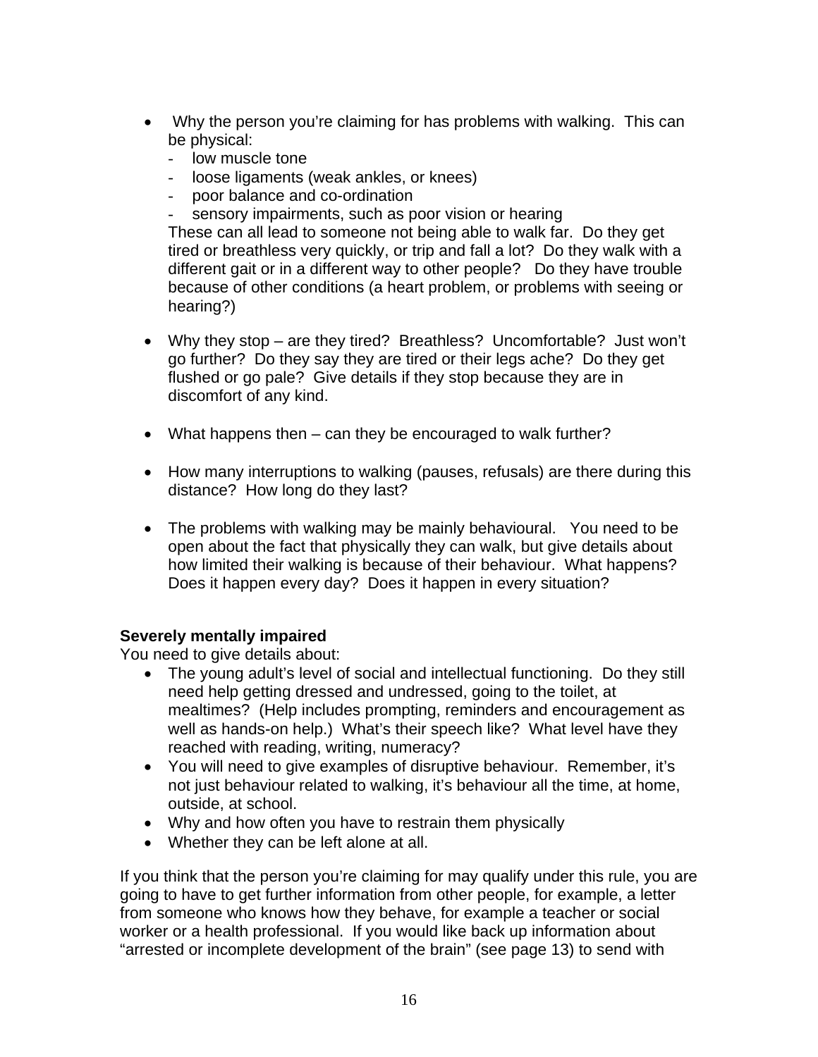- Why the person you're claiming for has problems with walking. This can be physical:
  - low muscle tone
  - loose ligaments (weak ankles, or knees)
  - poor balance and co-ordination
  - sensory impairments, such as poor vision or hearing

  These can all lead to someone not being able to walk far. Do they get tired or breathless very quickly, or trip and fall a lot? Do they walk with a different gait or in a different way to other people? Do they have trouble because of other conditions (a heart problem, or problems with seeing or hearing?)

- Why they stop – are they tired? Breathless? Uncomfortable? Just won't go further? Do they say they are tired or their legs ache? Do they get flushed or go pale? Give details if they stop because they are in discomfort of any kind.

- What happens then – can they be encouraged to walk further?

- How many interruptions to walking (pauses, refusals) are there during this distance? How long do they last?

- The problems with walking may be mainly behavioural. You need to be open about the fact that physically they can walk, but give details about how limited their walking is because of their behaviour. What happens? Does it happen every day? Does it happen in every situation?

**Severely mentally impaired**

You need to give details about:

- The young adult's level of social and intellectual functioning. Do they still need help getting dressed and undressed, going to the toilet, at mealtimes? (Help includes prompting, reminders and encouragement as well as hands-on help.) What's their speech like? What level have they reached with reading, writing, numeracy?
- You will need to give examples of disruptive behaviour. Remember, it's not just behaviour related to walking, it's behaviour all the time, at home, outside, at school.
- Why and how often you have to restrain them physically
- Whether they can be left alone at all.

If you think that the person you're claiming for may qualify under this rule, you are going to have to get further information from other people, for example, a letter from someone who knows how they behave, for example a teacher or social worker or a health professional. If you would like back up information about "arrested or incomplete development of the brain" (see page 13) to send with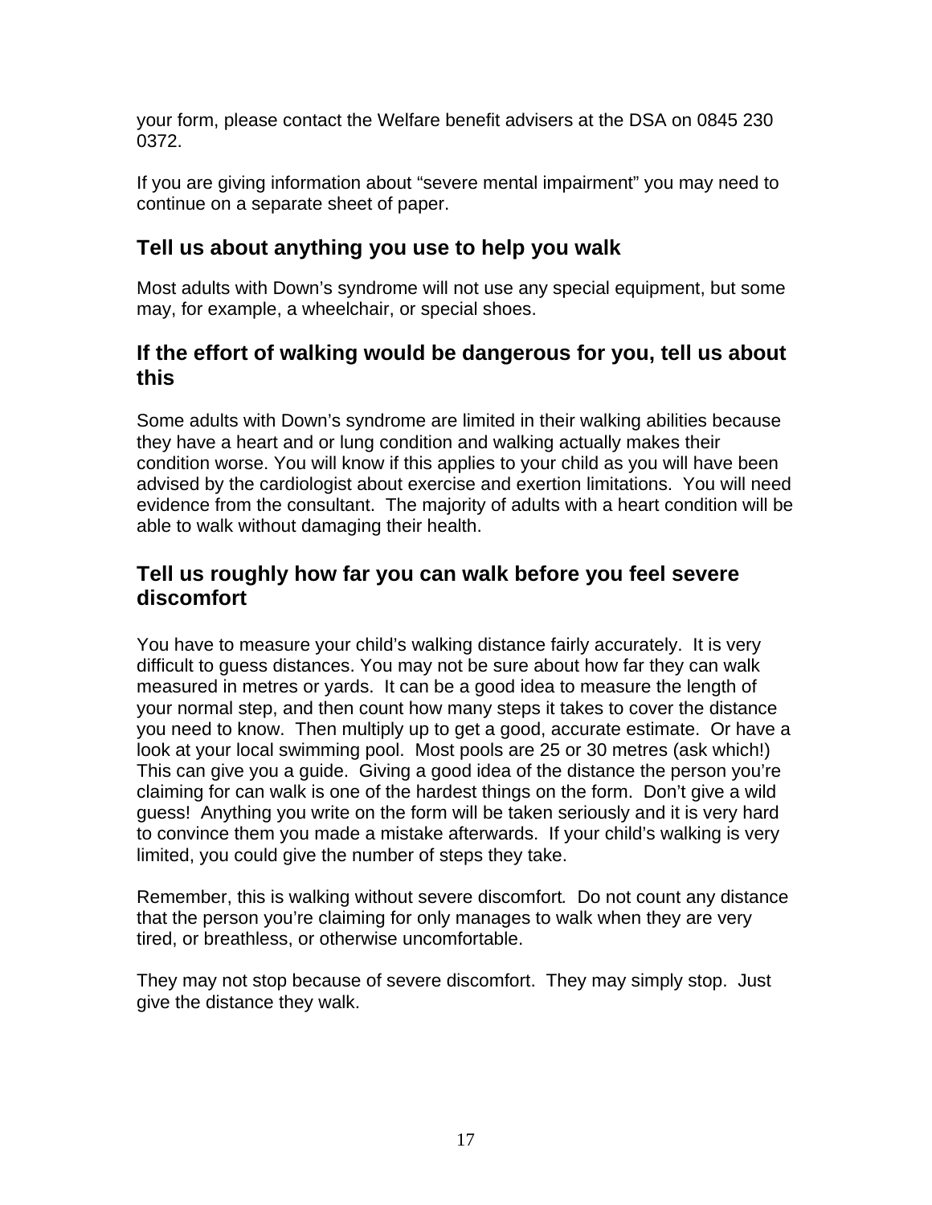your form, please contact the Welfare benefit advisers at the DSA on 0845 230 0372.

If you are giving information about "severe mental impairment" you may need to continue on a separate sheet of paper.

## Tell us about anything you use to help you walk

Most adults with Down's syndrome will not use any special equipment, but some may, for example, a wheelchair, or special shoes.

## If the effort of walking would be dangerous for you, tell us about this

Some adults with Down's syndrome are limited in their walking abilities because they have a heart and or lung condition and walking actually makes their condition worse. You will know if this applies to your child as you will have been advised by the cardiologist about exercise and exertion limitations. You will need evidence from the consultant. The majority of adults with a heart condition will be able to walk without damaging their health.

## Tell us roughly how far you can walk before you feel severe discomfort

You have to measure your child's walking distance fairly accurately. It is very difficult to guess distances. You may not be sure about how far they can walk measured in metres or yards. It can be a good idea to measure the length of your normal step, and then count how many steps it takes to cover the distance you need to know. Then multiply up to get a good, accurate estimate. Or have a look at your local swimming pool. Most pools are 25 or 30 metres (ask which!) This can give you a guide. Giving a good idea of the distance the person you're claiming for can walk is one of the hardest things on the form. Don't give a wild guess! Anything you write on the form will be taken seriously and it is very hard to convince them you made a mistake afterwards. If your child's walking is very limited, you could give the number of steps they take.

Remember, this is walking without severe discomfort*.* Do not count any distance that the person you're claiming for only manages to walk when they are very tired, or breathless, or otherwise uncomfortable.

They may not stop because of severe discomfort. They may simply stop. Just give the distance they walk.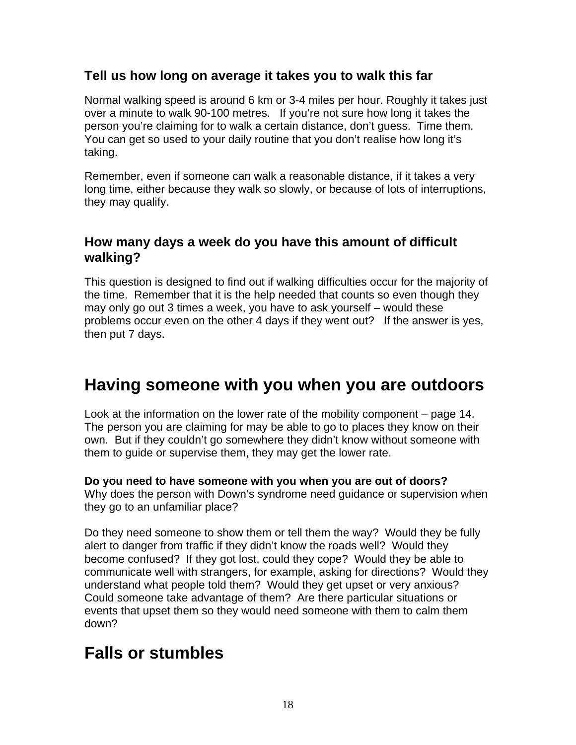### Tell us how long on average it takes you to walk this far

Normal walking speed is around 6 km or 3-4 miles per hour. Roughly it takes just over a minute to walk 90-100 metres. If you're not sure how long it takes the person you're claiming for to walk a certain distance, don't guess. Time them. You can get so used to your daily routine that you don't realise how long it's taking.

Remember, even if someone can walk a reasonable distance, if it takes a very long time, either because they walk so slowly, or because of lots of interruptions, they may qualify.

### How many days a week do you have this amount of difficult walking?

This question is designed to find out if walking difficulties occur for the majority of the time. Remember that it is the help needed that counts so even though they may only go out 3 times a week, you have to ask yourself – would these problems occur even on the other 4 days if they went out? If the answer is yes, then put 7 days.

## Having someone with you when you are outdoors

Look at the information on the lower rate of the mobility component – page 14. The person you are claiming for may be able to go to places they know on their own. But if they couldn't go somewhere they didn't know without someone with them to guide or supervise them, they may get the lower rate.

**Do you need to have someone with you when you are out of doors?**
Why does the person with Down's syndrome need guidance or supervision when they go to an unfamiliar place?

Do they need someone to show them or tell them the way? Would they be fully alert to danger from traffic if they didn't know the roads well? Would they become confused? If they got lost, could they cope? Would they be able to communicate well with strangers, for example, asking for directions? Would they understand what people told them? Would they get upset or very anxious? Could someone take advantage of them? Are there particular situations or events that upset them so they would need someone with them to calm them down?

## Falls or stumbles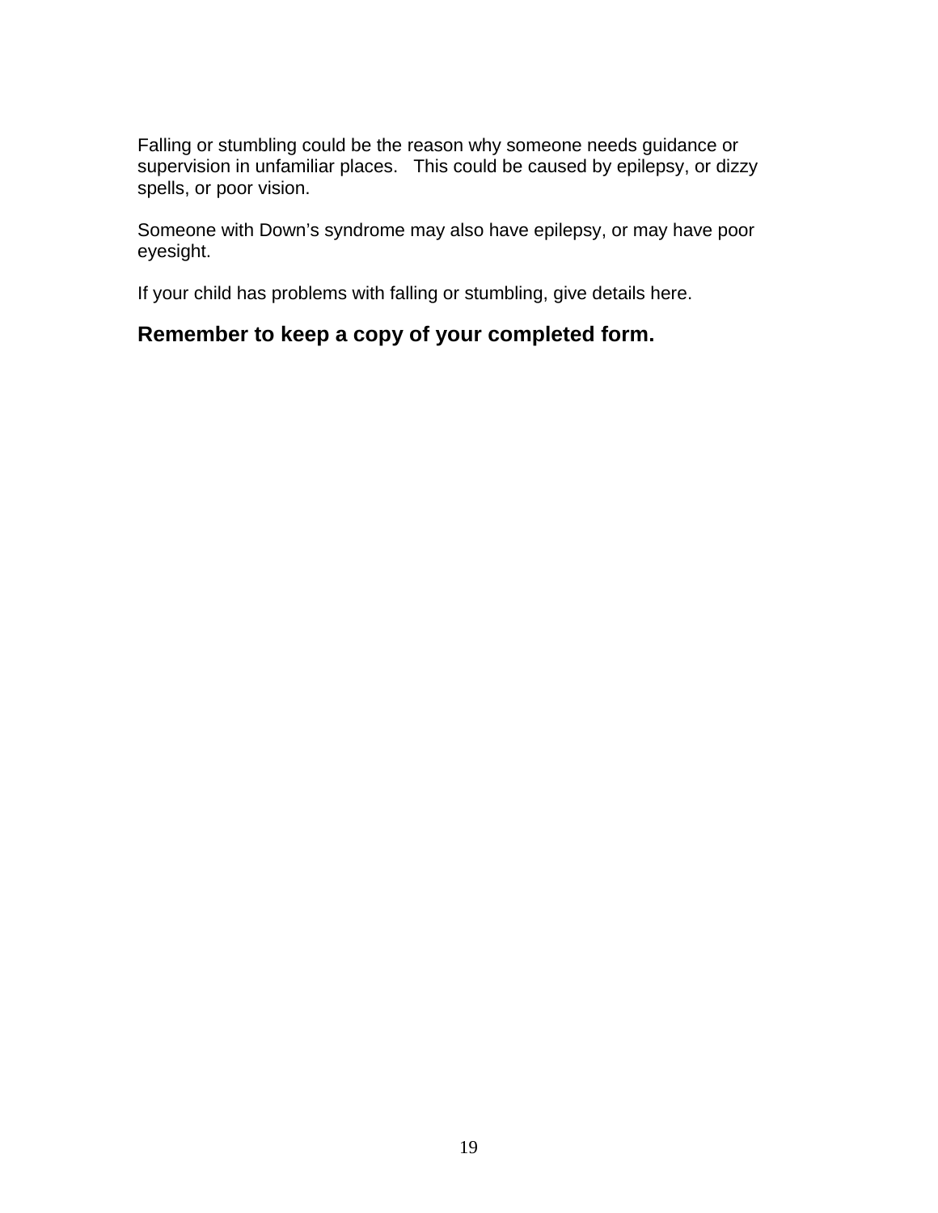Falling or stumbling could be the reason why someone needs guidance or supervision in unfamiliar places. This could be caused by epilepsy, or dizzy spells, or poor vision.

Someone with Down's syndrome may also have epilepsy, or may have poor eyesight.

If your child has problems with falling or stumbling, give details here.

**Remember to keep a copy of your completed form.**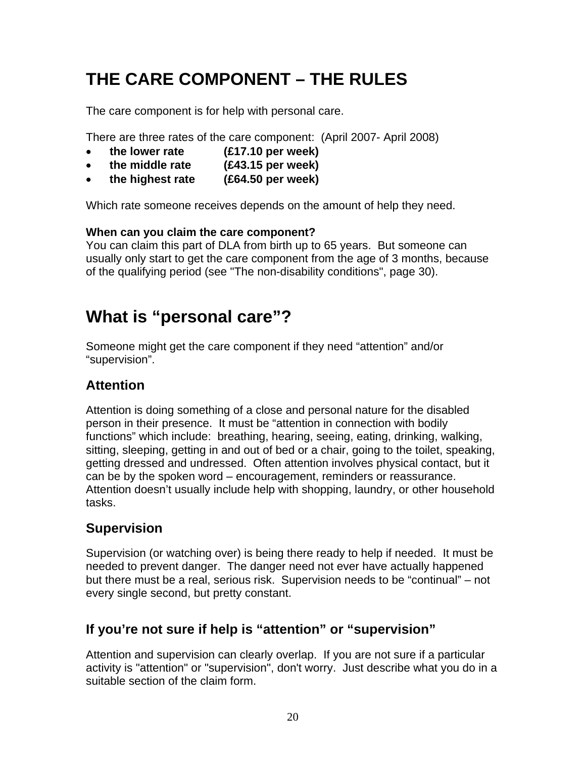# THE CARE COMPONENT – THE RULES

The care component is for help with personal care.

There are three rates of the care component: (April 2007- April 2008)

- **the lower rate (£17.10 per week)**
- **the middle rate (£43.15 per week)**
- **the highest rate (£64.50 per week)**

Which rate someone receives depends on the amount of help they need.

**When can you claim the care component?**
You can claim this part of DLA from birth up to 65 years. But someone can usually only start to get the care component from the age of 3 months, because of the qualifying period (see "The non-disability conditions", page 30).

# What is “personal care”?

Someone might get the care component if they need “attention” and/or “supervision”.

## Attention

Attention is doing something of a close and personal nature for the disabled person in their presence. It must be “attention in connection with bodily functions” which include: breathing, hearing, seeing, eating, drinking, walking, sitting, sleeping, getting in and out of bed or a chair, going to the toilet, speaking, getting dressed and undressed. Often attention involves physical contact, but it can be by the spoken word – encouragement, reminders or reassurance. Attention doesn’t usually include help with shopping, laundry, or other household tasks.

## Supervision

Supervision (or watching over) is being there ready to help if needed. It must be needed to prevent danger. The danger need not ever have actually happened but there must be a real, serious risk. Supervision needs to be “continual” – not every single second, but pretty constant.

## If you’re not sure if help is “attention” or “supervision”

Attention and supervision can clearly overlap. If you are not sure if a particular activity is "attention" or "supervision", don't worry. Just describe what you do in a suitable section of the claim form.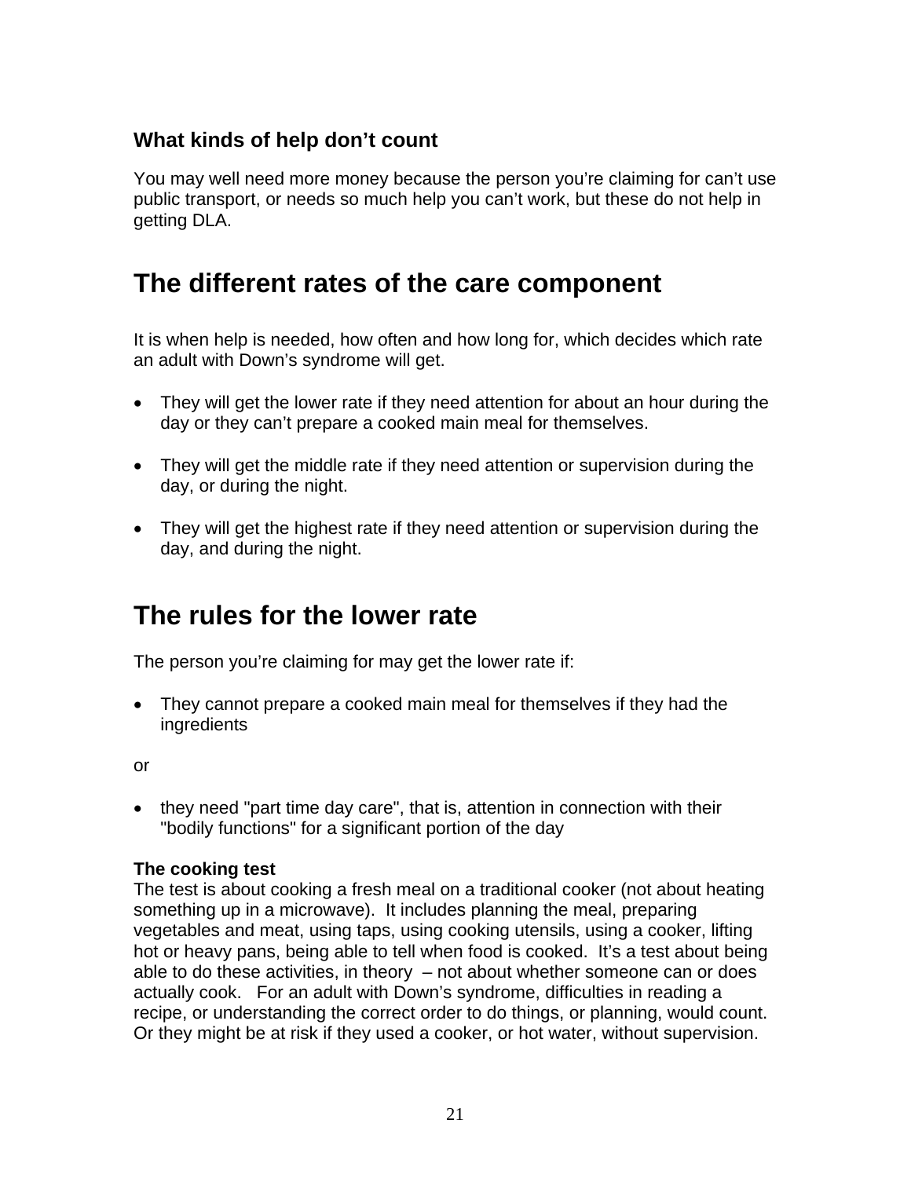### What kinds of help don't count

You may well need more money because the person you're claiming for can't use public transport, or needs so much help you can't work, but these do not help in getting DLA.

## The different rates of the care component

It is when help is needed, how often and how long for, which decides which rate an adult with Down's syndrome will get.

- They will get the lower rate if they need attention for about an hour during the day or they can't prepare a cooked main meal for themselves.

- They will get the middle rate if they need attention or supervision during the day, or during the night.

- They will get the highest rate if they need attention or supervision during the day, and during the night.

## The rules for the lower rate

The person you're claiming for may get the lower rate if:

- They cannot prepare a cooked main meal for themselves if they had the ingredients

or

- they need "part time day care", that is, attention in connection with their "bodily functions" for a significant portion of the day

**The cooking test**
The test is about cooking a fresh meal on a traditional cooker (not about heating something up in a microwave). It includes planning the meal, preparing vegetables and meat, using taps, using cooking utensils, using a cooker, lifting hot or heavy pans, being able to tell when food is cooked. It's a test about being able to do these activities, in theory – not about whether someone can or does actually cook. For an adult with Down's syndrome, difficulties in reading a recipe, or understanding the correct order to do things, or planning, would count. Or they might be at risk if they used a cooker, or hot water, without supervision.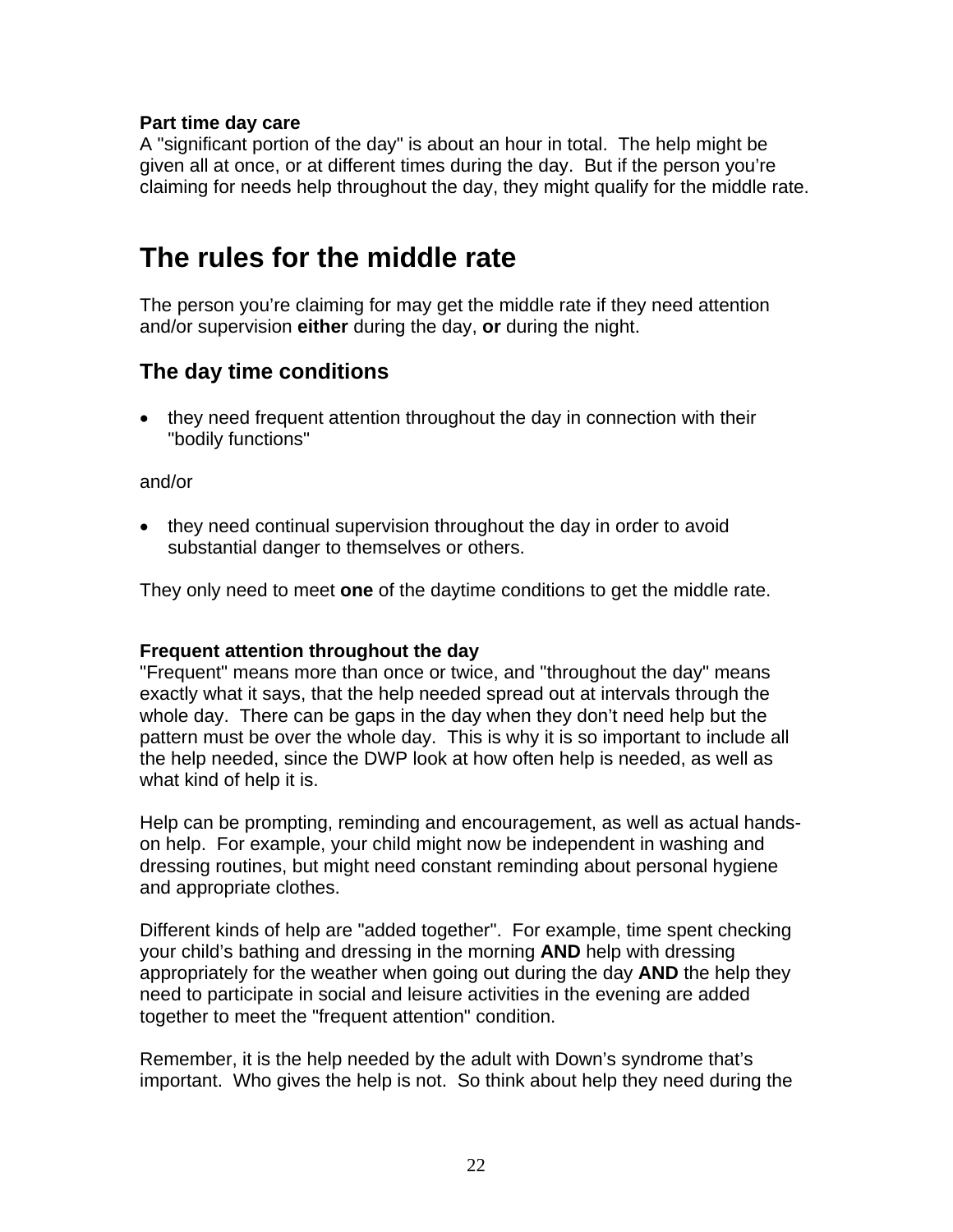**Part time day care**
A "significant portion of the day" is about an hour in total. The help might be given all at once, or at different times during the day. But if the person you're claiming for needs help throughout the day, they might qualify for the middle rate.

# The rules for the middle rate

The person you're claiming for may get the middle rate if they need attention and/or supervision **either** during the day, **or** during the night.

## The day time conditions

- they need frequent attention throughout the day in connection with their "bodily functions"

and/or

- they need continual supervision throughout the day in order to avoid substantial danger to themselves or others.

They only need to meet **one** of the daytime conditions to get the middle rate.

**Frequent attention throughout the day**
"Frequent" means more than once or twice, and "throughout the day" means exactly what it says, that the help needed spread out at intervals through the whole day. There can be gaps in the day when they don't need help but the pattern must be over the whole day. This is why it is so important to include all the help needed, since the DWP look at how often help is needed, as well as what kind of help it is.

Help can be prompting, reminding and encouragement, as well as actual hands-on help. For example, your child might now be independent in washing and dressing routines, but might need constant reminding about personal hygiene and appropriate clothes.

Different kinds of help are "added together". For example, time spent checking your child's bathing and dressing in the morning **AND** help with dressing appropriately for the weather when going out during the day **AND** the help they need to participate in social and leisure activities in the evening are added together to meet the "frequent attention" condition.

Remember, it is the help needed by the adult with Down's syndrome that's important. Who gives the help is not. So think about help they need during the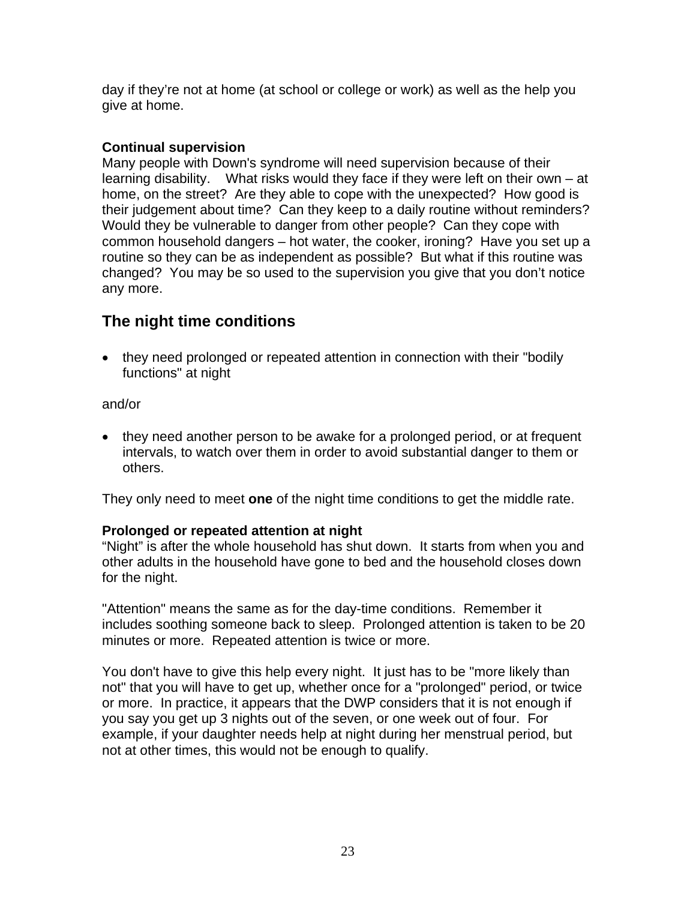day if they're not at home (at school or college or work) as well as the help you give at home.

**Continual supervision**
Many people with Down's syndrome will need supervision because of their learning disability. What risks would they face if they were left on their own – at home, on the street? Are they able to cope with the unexpected? How good is their judgement about time? Can they keep to a daily routine without reminders? Would they be vulnerable to danger from other people? Can they cope with common household dangers – hot water, the cooker, ironing? Have you set up a routine so they can be as independent as possible? But what if this routine was changed? You may be so used to the supervision you give that you don't notice any more.

## The night time conditions

- they need prolonged or repeated attention in connection with their "bodily functions" at night

and/or

- they need another person to be awake for a prolonged period, or at frequent intervals, to watch over them in order to avoid substantial danger to them or others.

They only need to meet **one** of the night time conditions to get the middle rate.

**Prolonged or repeated attention at night**
"Night" is after the whole household has shut down. It starts from when you and other adults in the household have gone to bed and the household closes down for the night.

"Attention" means the same as for the day-time conditions. Remember it includes soothing someone back to sleep. Prolonged attention is taken to be 20 minutes or more. Repeated attention is twice or more.

You don't have to give this help every night. It just has to be "more likely than not" that you will have to get up, whether once for a "prolonged" period, or twice or more. In practice, it appears that the DWP considers that it is not enough if you say you get up 3 nights out of the seven, or one week out of four. For example, if your daughter needs help at night during her menstrual period, but not at other times, this would not be enough to qualify.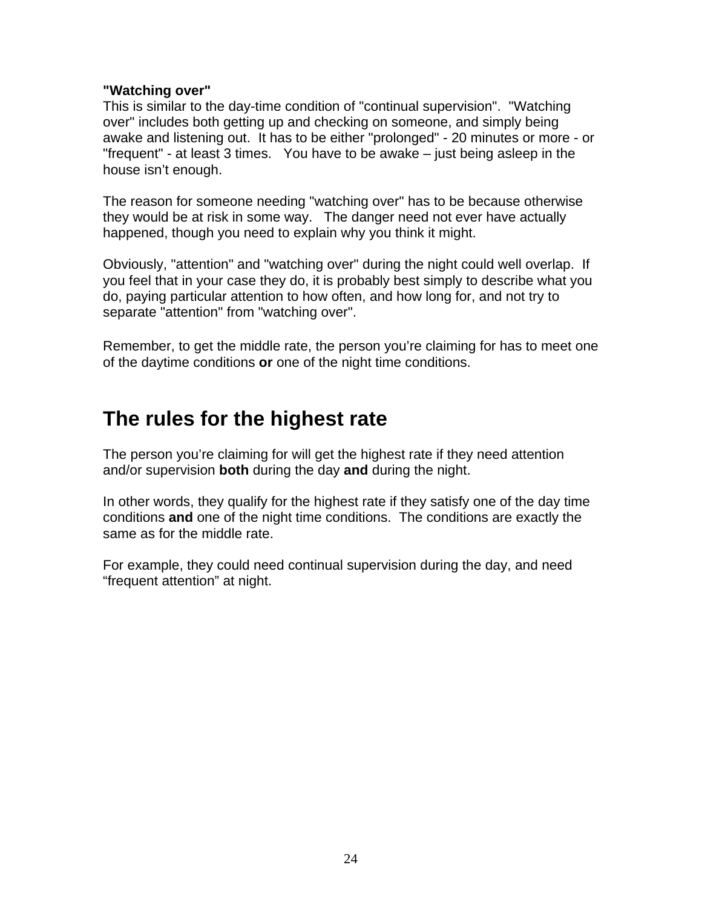**"Watching over"**
This is similar to the day-time condition of "continual supervision". "Watching over" includes both getting up and checking on someone, and simply being awake and listening out. It has to be either "prolonged" - 20 minutes or more - or "frequent" - at least 3 times. You have to be awake – just being asleep in the house isn't enough.

The reason for someone needing "watching over" has to be because otherwise they would be at risk in some way. The danger need not ever have actually happened, though you need to explain why you think it might.

Obviously, "attention" and "watching over" during the night could well overlap. If you feel that in your case they do, it is probably best simply to describe what you do, paying particular attention to how often, and how long for, and not try to separate "attention" from "watching over".

Remember, to get the middle rate, the person you're claiming for has to meet one of the daytime conditions **or** one of the night time conditions.

## The rules for the highest rate

The person you're claiming for will get the highest rate if they need attention and/or supervision **both** during the day **and** during the night.

In other words, they qualify for the highest rate if they satisfy one of the day time conditions **and** one of the night time conditions. The conditions are exactly the same as for the middle rate.

For example, they could need continual supervision during the day, and need "frequent attention" at night.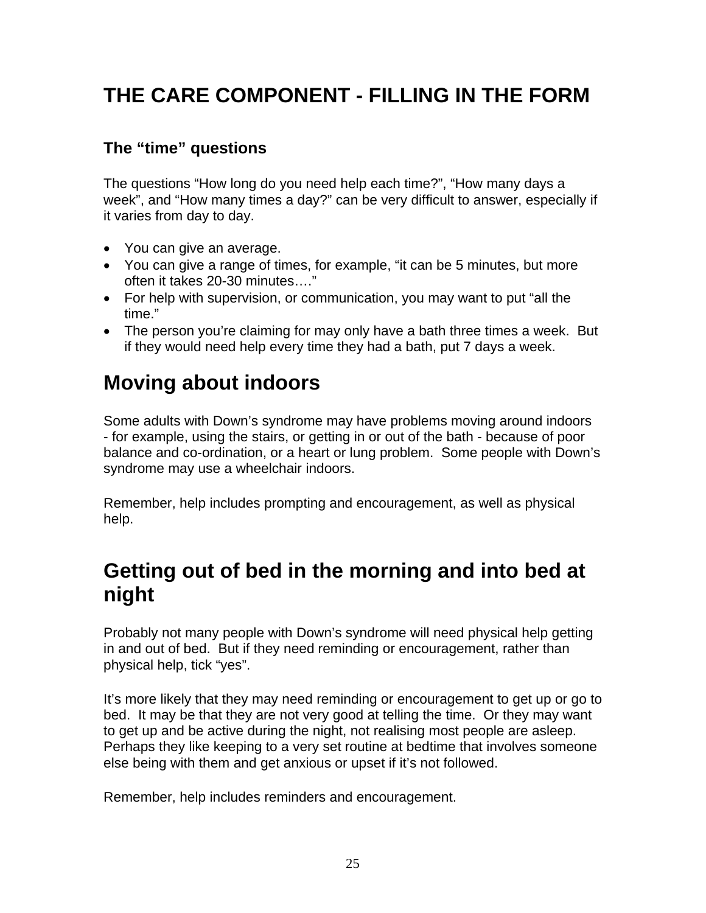# THE CARE COMPONENT - FILLING IN THE FORM

### The "time" questions

The questions "How long do you need help each time?", "How many days a week", and "How many times a day?" can be very difficult to answer, especially if it varies from day to day.

- You can give an average.
- You can give a range of times, for example, "it can be 5 minutes, but more often it takes 20-30 minutes…."
- For help with supervision, or communication, you may want to put "all the time."
- The person you're claiming for may only have a bath three times a week. But if they would need help every time they had a bath, put 7 days a week.

## Moving about indoors

Some adults with Down's syndrome may have problems moving around indoors - for example, using the stairs, or getting in or out of the bath - because of poor balance and co-ordination, or a heart or lung problem. Some people with Down's syndrome may use a wheelchair indoors.

Remember, help includes prompting and encouragement, as well as physical help.

## Getting out of bed in the morning and into bed at night

Probably not many people with Down's syndrome will need physical help getting in and out of bed. But if they need reminding or encouragement, rather than physical help, tick "yes".

It's more likely that they may need reminding or encouragement to get up or go to bed. It may be that they are not very good at telling the time. Or they may want to get up and be active during the night, not realising most people are asleep. Perhaps they like keeping to a very set routine at bedtime that involves someone else being with them and get anxious or upset if it's not followed.

Remember, help includes reminders and encouragement.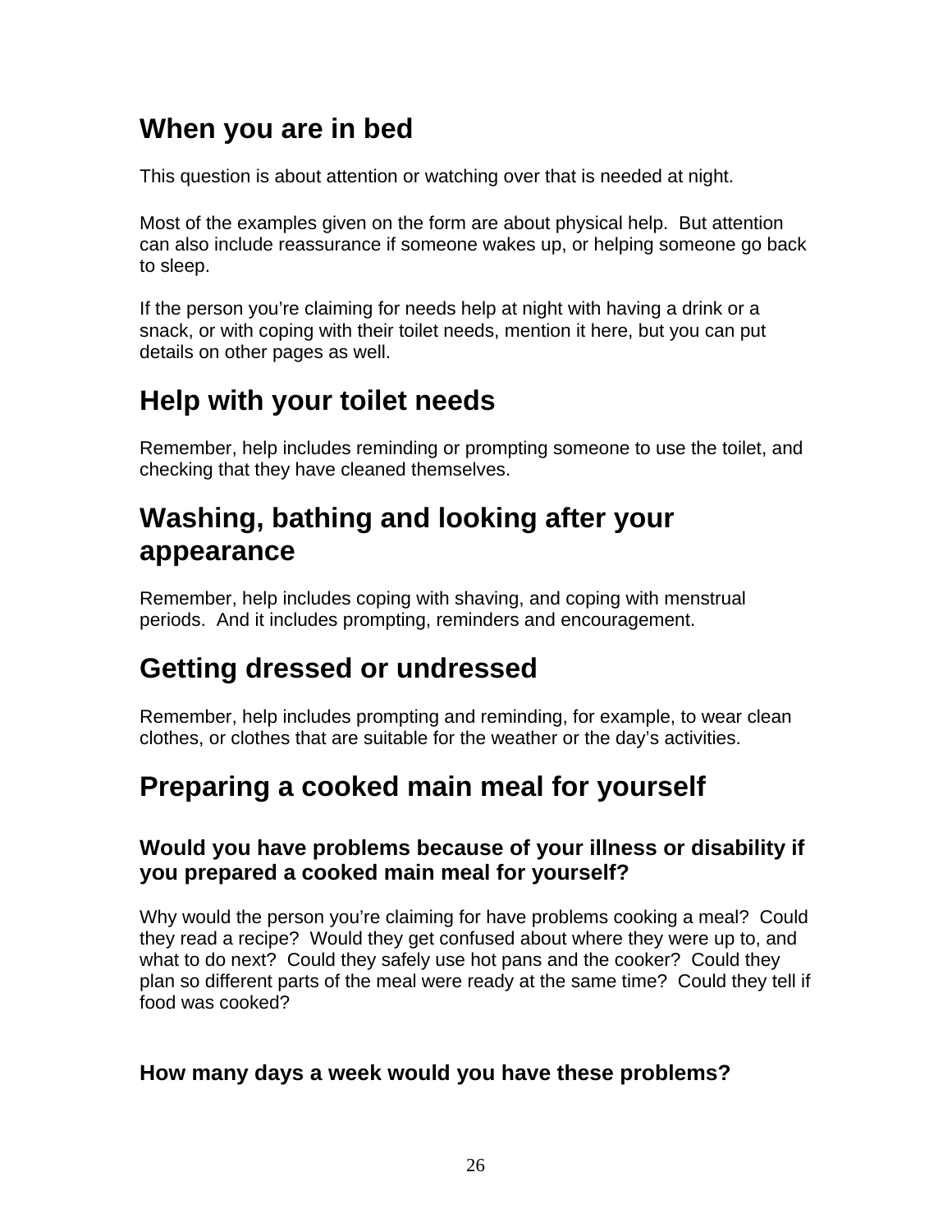## When you are in bed

This question is about attention or watching over that is needed at night.

Most of the examples given on the form are about physical help. But attention can also include reassurance if someone wakes up, or helping someone go back to sleep.

If the person you're claiming for needs help at night with having a drink or a snack, or with coping with their toilet needs, mention it here, but you can put details on other pages as well.

## Help with your toilet needs

Remember, help includes reminding or prompting someone to use the toilet, and checking that they have cleaned themselves.

## Washing, bathing and looking after your appearance

Remember, help includes coping with shaving, and coping with menstrual periods. And it includes prompting, reminders and encouragement.

## Getting dressed or undressed

Remember, help includes prompting and reminding, for example, to wear clean clothes, or clothes that are suitable for the weather or the day's activities.

## Preparing a cooked main meal for yourself

### Would you have problems because of your illness or disability if you prepared a cooked main meal for yourself?

Why would the person you're claiming for have problems cooking a meal? Could they read a recipe? Would they get confused about where they were up to, and what to do next? Could they safely use hot pans and the cooker? Could they plan so different parts of the meal were ready at the same time? Could they tell if food was cooked?

### How many days a week would you have these problems?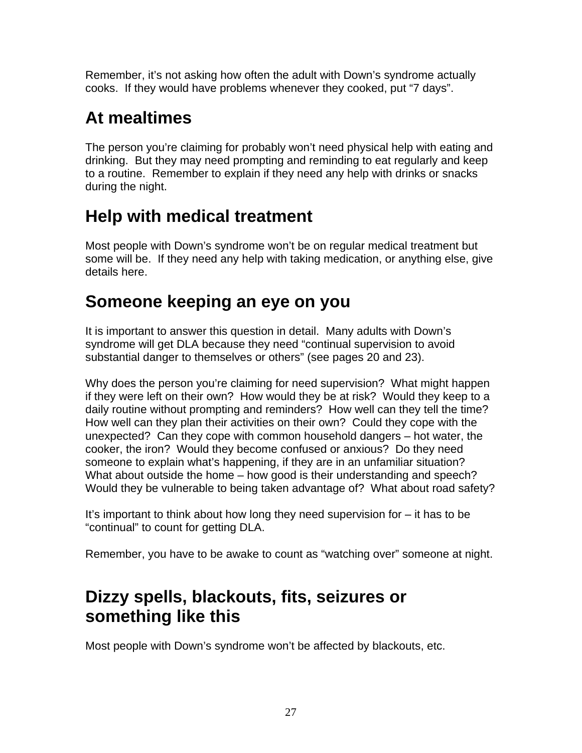Remember, it's not asking how often the adult with Down's syndrome actually cooks. If they would have problems whenever they cooked, put "7 days".

## At mealtimes

The person you're claiming for probably won't need physical help with eating and drinking. But they may need prompting and reminding to eat regularly and keep to a routine. Remember to explain if they need any help with drinks or snacks during the night.

## Help with medical treatment

Most people with Down's syndrome won't be on regular medical treatment but some will be. If they need any help with taking medication, or anything else, give details here.

## Someone keeping an eye on you

It is important to answer this question in detail. Many adults with Down's syndrome will get DLA because they need "continual supervision to avoid substantial danger to themselves or others" (see pages 20 and 23).

Why does the person you're claiming for need supervision? What might happen if they were left on their own? How would they be at risk? Would they keep to a daily routine without prompting and reminders? How well can they tell the time? How well can they plan their activities on their own? Could they cope with the unexpected? Can they cope with common household dangers – hot water, the cooker, the iron? Would they become confused or anxious? Do they need someone to explain what's happening, if they are in an unfamiliar situation? What about outside the home – how good is their understanding and speech? Would they be vulnerable to being taken advantage of? What about road safety?

It's important to think about how long they need supervision for – it has to be "continual" to count for getting DLA.

Remember, you have to be awake to count as "watching over" someone at night.

## Dizzy spells, blackouts, fits, seizures or something like this

Most people with Down's syndrome won't be affected by blackouts, etc.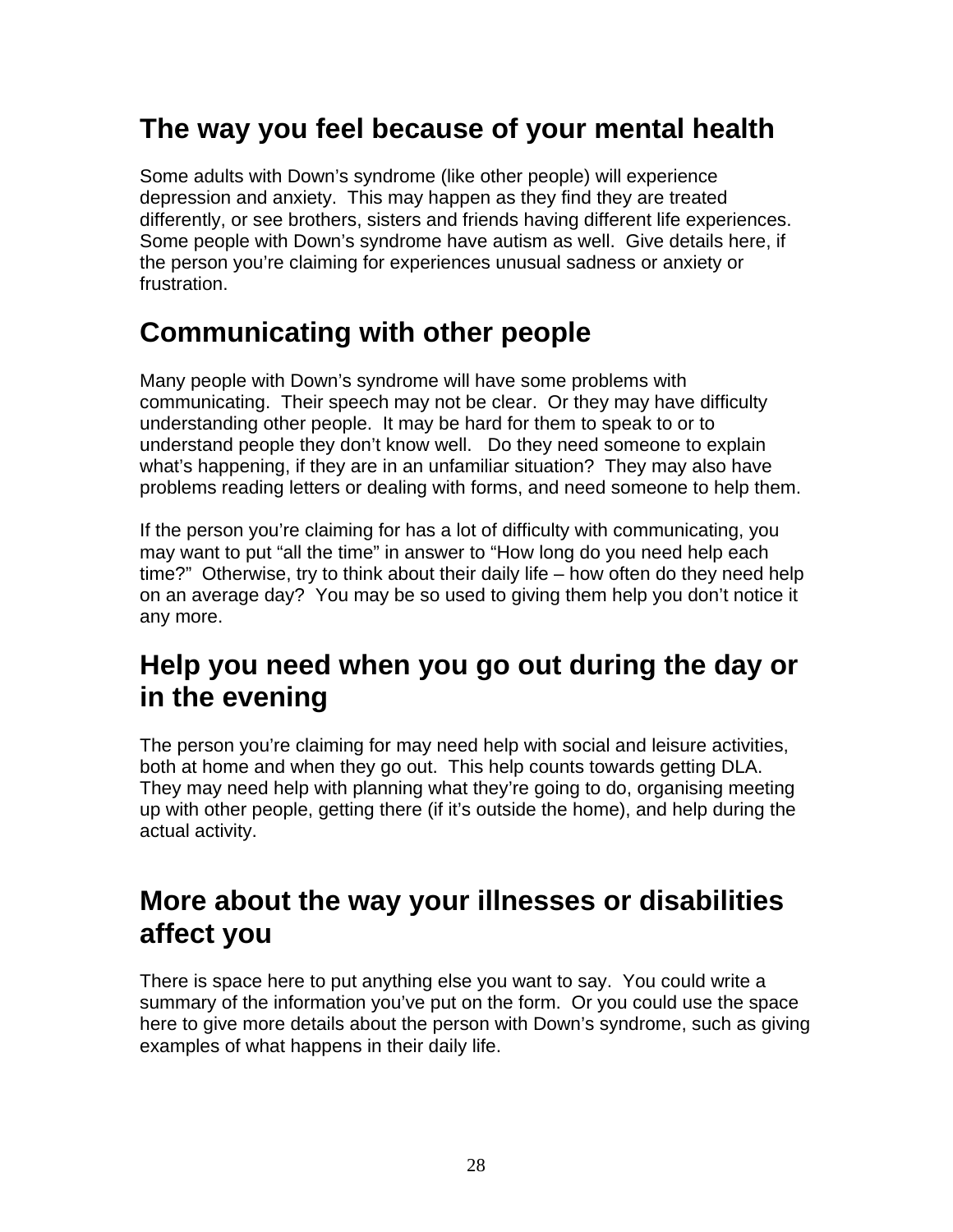## The way you feel because of your mental health

Some adults with Down's syndrome (like other people) will experience depression and anxiety. This may happen as they find they are treated differently, or see brothers, sisters and friends having different life experiences. Some people with Down's syndrome have autism as well. Give details here, if the person you're claiming for experiences unusual sadness or anxiety or frustration.

## Communicating with other people

Many people with Down's syndrome will have some problems with communicating. Their speech may not be clear. Or they may have difficulty understanding other people. It may be hard for them to speak to or to understand people they don't know well. Do they need someone to explain what's happening, if they are in an unfamiliar situation? They may also have problems reading letters or dealing with forms, and need someone to help them.

If the person you're claiming for has a lot of difficulty with communicating, you may want to put "all the time" in answer to "How long do you need help each time?" Otherwise, try to think about their daily life – how often do they need help on an average day? You may be so used to giving them help you don't notice it any more.

## Help you need when you go out during the day or in the evening

The person you're claiming for may need help with social and leisure activities, both at home and when they go out. This help counts towards getting DLA. They may need help with planning what they're going to do, organising meeting up with other people, getting there (if it's outside the home), and help during the actual activity.

## More about the way your illnesses or disabilities affect you

There is space here to put anything else you want to say. You could write a summary of the information you've put on the form. Or you could use the space here to give more details about the person with Down's syndrome, such as giving examples of what happens in their daily life.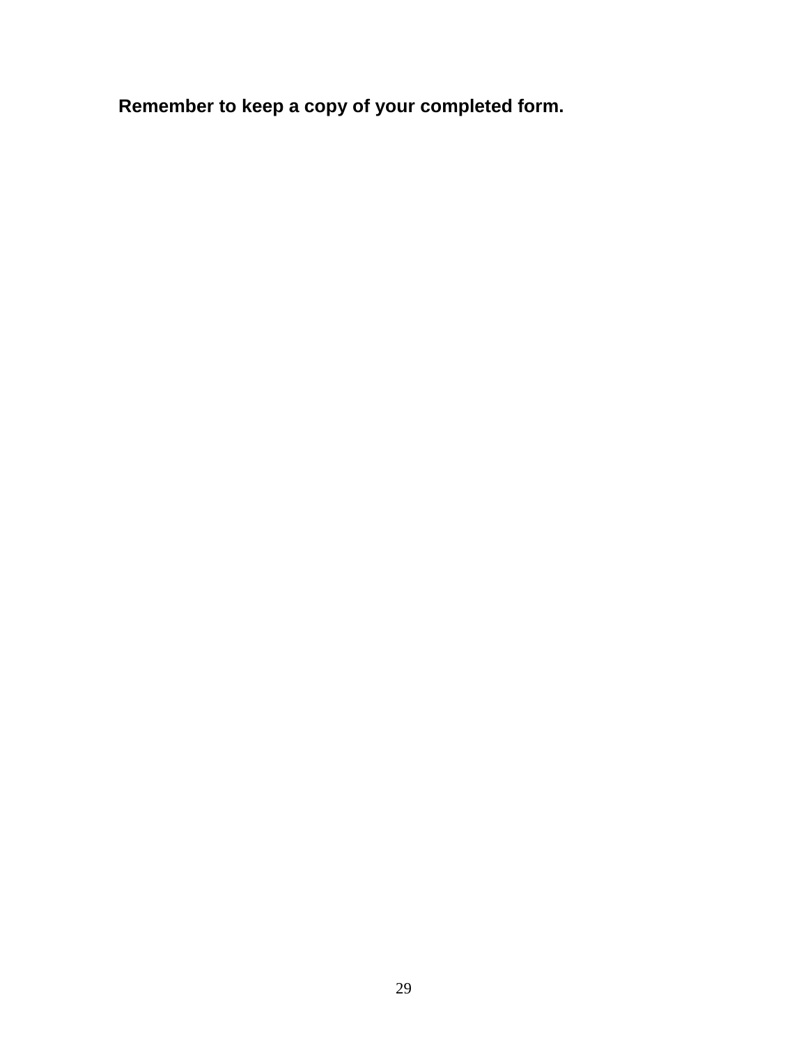**Remember to keep a copy of your completed form.**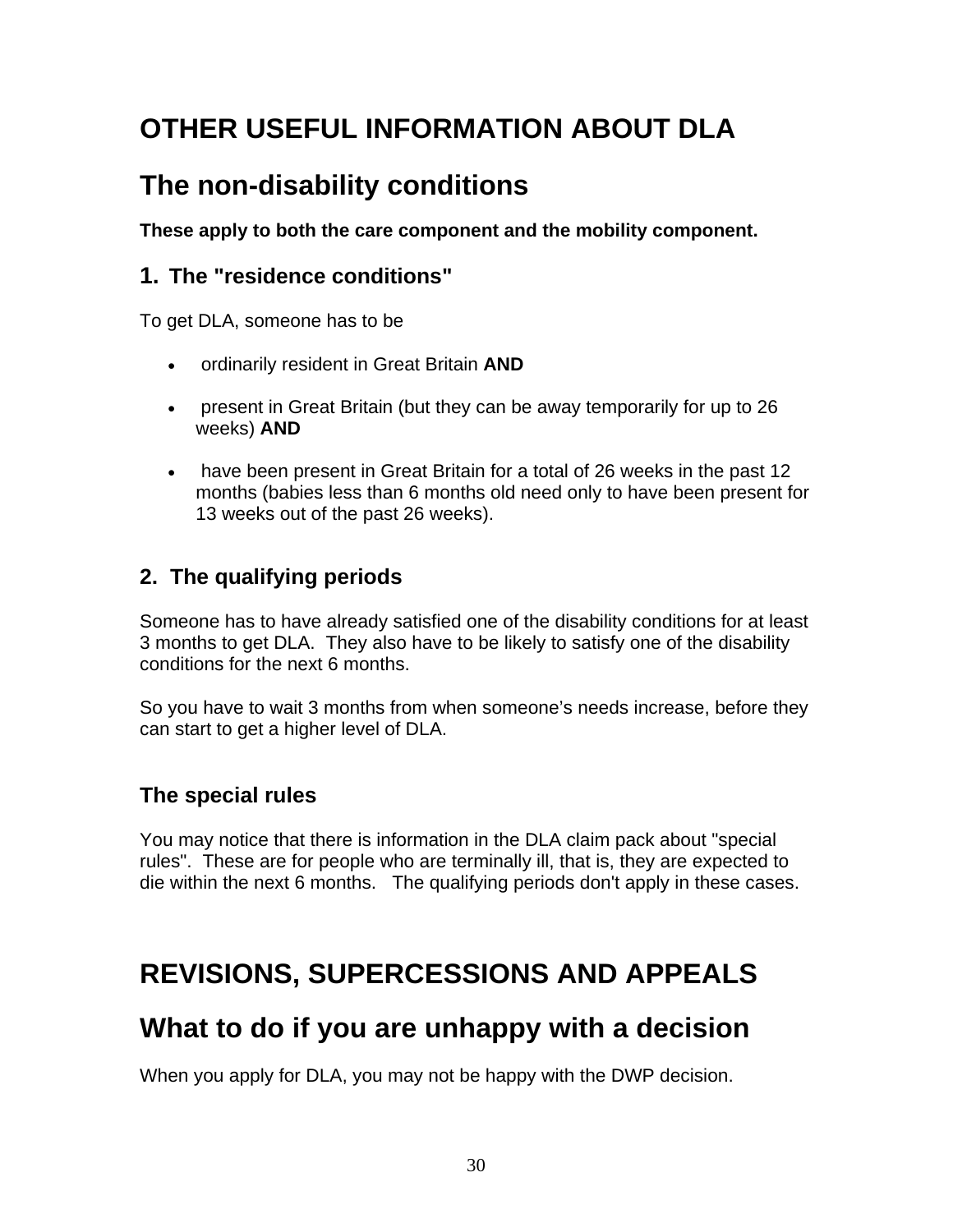# OTHER USEFUL INFORMATION ABOUT DLA

## The non-disability conditions

**These apply to both the care component and the mobility component.**

### 1. The "residence conditions"

To get DLA, someone has to be

- ordinarily resident in Great Britain **AND**
- present in Great Britain (but they can be away temporarily for up to 26 weeks) **AND**
- have been present in Great Britain for a total of 26 weeks in the past 12 months (babies less than 6 months old need only to have been present for 13 weeks out of the past 26 weeks).

### 2. The qualifying periods

Someone has to have already satisfied one of the disability conditions for at least 3 months to get DLA. They also have to be likely to satisfy one of the disability conditions for the next 6 months.

So you have to wait 3 months from when someone's needs increase, before they can start to get a higher level of DLA.

### The special rules

You may notice that there is information in the DLA claim pack about "special rules". These are for people who are terminally ill, that is, they are expected to die within the next 6 months. The qualifying periods don't apply in these cases.

# REVISIONS, SUPERCESSIONS AND APPEALS

## What to do if you are unhappy with a decision

When you apply for DLA, you may not be happy with the DWP decision.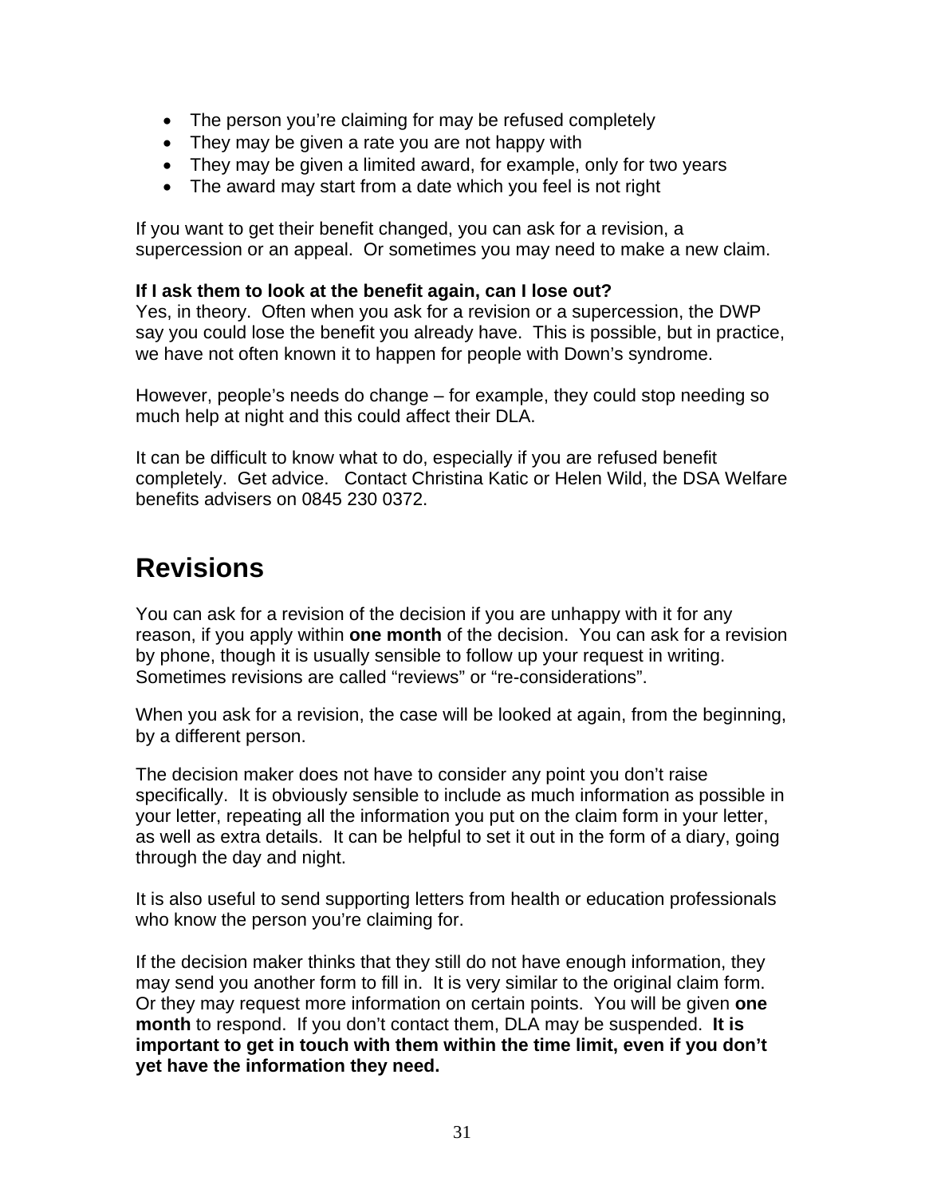- The person you're claiming for may be refused completely
- They may be given a rate you are not happy with
- They may be given a limited award, for example, only for two years
- The award may start from a date which you feel is not right

If you want to get their benefit changed, you can ask for a revision, a supercession or an appeal. Or sometimes you may need to make a new claim.

**If I ask them to look at the benefit again, can I lose out?**
Yes, in theory. Often when you ask for a revision or a supercession, the DWP say you could lose the benefit you already have. This is possible, but in practice, we have not often known it to happen for people with Down's syndrome.

However, people's needs do change – for example, they could stop needing so much help at night and this could affect their DLA.

It can be difficult to know what to do, especially if you are refused benefit completely. Get advice. Contact Christina Katic or Helen Wild, the DSA Welfare benefits advisers on 0845 230 0372.

# Revisions

You can ask for a revision of the decision if you are unhappy with it for any reason, if you apply within **one month** of the decision. You can ask for a revision by phone, though it is usually sensible to follow up your request in writing. Sometimes revisions are called "reviews" or "re-considerations".

When you ask for a revision, the case will be looked at again, from the beginning, by a different person.

The decision maker does not have to consider any point you don't raise specifically. It is obviously sensible to include as much information as possible in your letter, repeating all the information you put on the claim form in your letter, as well as extra details. It can be helpful to set it out in the form of a diary, going through the day and night.

It is also useful to send supporting letters from health or education professionals who know the person you're claiming for.

If the decision maker thinks that they still do not have enough information, they may send you another form to fill in. It is very similar to the original claim form. Or they may request more information on certain points. You will be given **one month** to respond. If you don't contact them, DLA may be suspended. **It is important to get in touch with them within the time limit, even if you don't yet have the information they need.**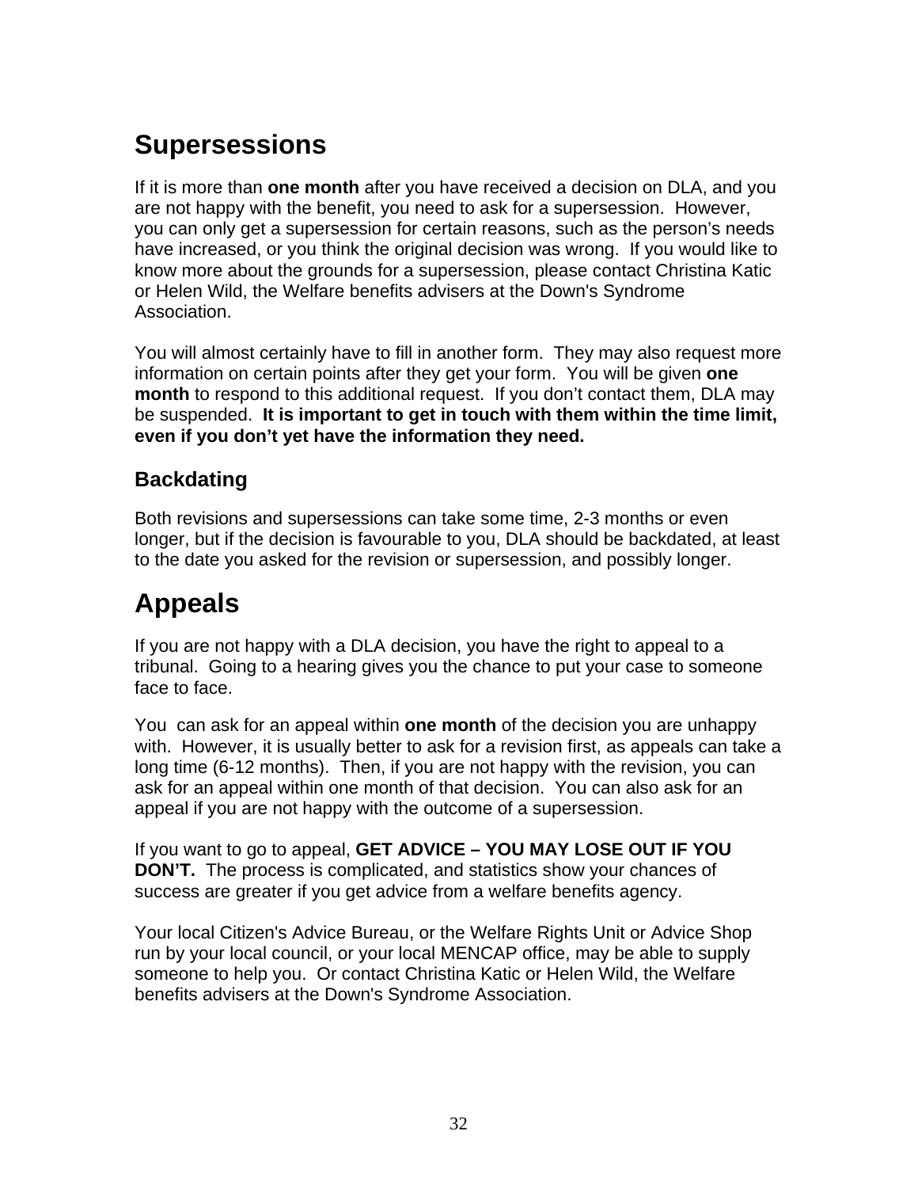# Supersessions

If it is more than **one month** after you have received a decision on DLA, and you are not happy with the benefit, you need to ask for a supersession. However, you can only get a supersession for certain reasons, such as the person's needs have increased, or you think the original decision was wrong. If you would like to know more about the grounds for a supersession, please contact Christina Katic or Helen Wild, the Welfare benefits advisers at the Down's Syndrome Association.

You will almost certainly have to fill in another form. They may also request more information on certain points after they get your form. You will be given **one month** to respond to this additional request. If you don't contact them, DLA may be suspended. **It is important to get in touch with them within the time limit, even if you don't yet have the information they need.**

## Backdating

Both revisions and supersessions can take some time, 2-3 months or even longer, but if the decision is favourable to you, DLA should be backdated, at least to the date you asked for the revision or supersession, and possibly longer.

# Appeals

If you are not happy with a DLA decision, you have the right to appeal to a tribunal. Going to a hearing gives you the chance to put your case to someone face to face.

You can ask for an appeal within **one month** of the decision you are unhappy with. However, it is usually better to ask for a revision first, as appeals can take a long time (6-12 months). Then, if you are not happy with the revision, you can ask for an appeal within one month of that decision. You can also ask for an appeal if you are not happy with the outcome of a supersession.

If you want to go to appeal, **GET ADVICE – YOU MAY LOSE OUT IF YOU DON'T.** The process is complicated, and statistics show your chances of success are greater if you get advice from a welfare benefits agency.

Your local Citizen's Advice Bureau, or the Welfare Rights Unit or Advice Shop run by your local council, or your local MENCAP office, may be able to supply someone to help you. Or contact Christina Katic or Helen Wild, the Welfare benefits advisers at the Down's Syndrome Association.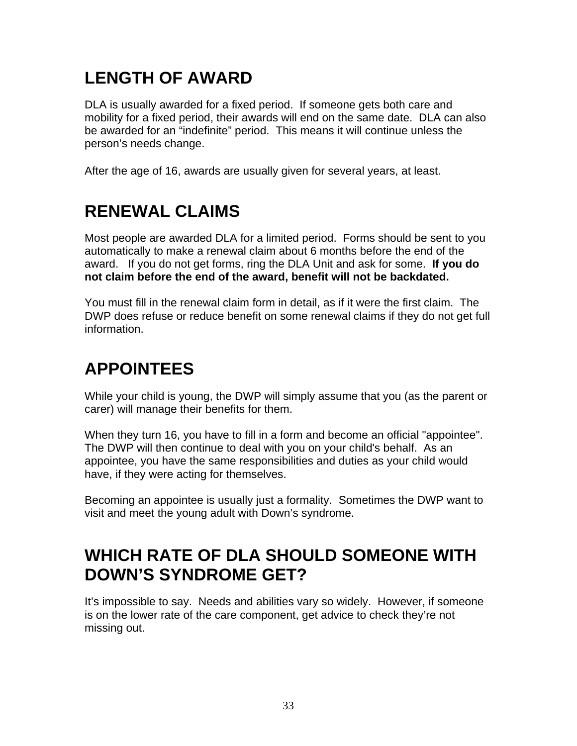## LENGTH OF AWARD

DLA is usually awarded for a fixed period. If someone gets both care and mobility for a fixed period, their awards will end on the same date. DLA can also be awarded for an “indefinite” period. This means it will continue unless the person’s needs change.

After the age of 16, awards are usually given for several years, at least.

## RENEWAL CLAIMS

Most people are awarded DLA for a limited period. Forms should be sent to you automatically to make a renewal claim about 6 months before the end of the award. If you do not get forms, ring the DLA Unit and ask for some. **If you do not claim before the end of the award, benefit will not be backdated.**

You must fill in the renewal claim form in detail, as if it were the first claim. The DWP does refuse or reduce benefit on some renewal claims if they do not get full information.

## APPOINTEES

While your child is young, the DWP will simply assume that you (as the parent or carer) will manage their benefits for them.

When they turn 16, you have to fill in a form and become an official "appointee". The DWP will then continue to deal with you on your child's behalf. As an appointee, you have the same responsibilities and duties as your child would have, if they were acting for themselves.

Becoming an appointee is usually just a formality. Sometimes the DWP want to visit and meet the young adult with Down’s syndrome.

## WHICH RATE OF DLA SHOULD SOMEONE WITH DOWN’S SYNDROME GET?

It’s impossible to say. Needs and abilities vary so widely. However, if someone is on the lower rate of the care component, get advice to check they’re not missing out.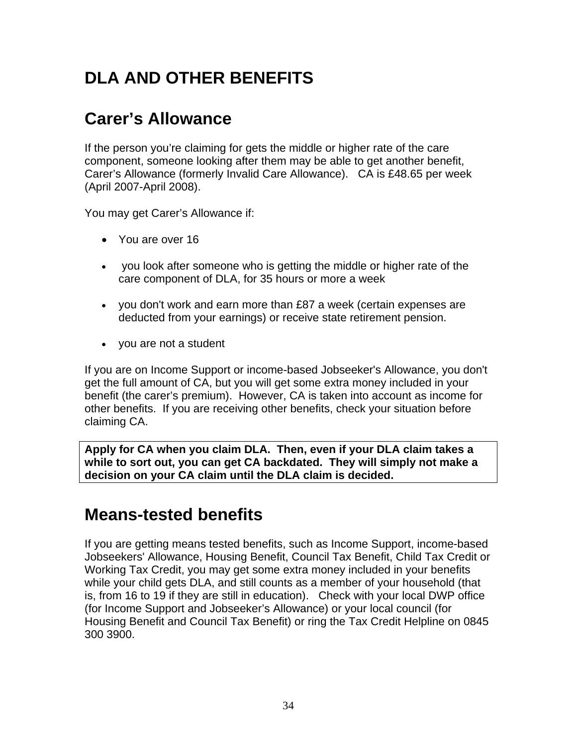# DLA AND OTHER BENEFITS

## Carer's Allowance

If the person you're claiming for gets the middle or higher rate of the care component, someone looking after them may be able to get another benefit, Carer's Allowance (formerly Invalid Care Allowance). CA is £48.65 per week (April 2007-April 2008).

You may get Carer's Allowance if:

- You are over 16
- you look after someone who is getting the middle or higher rate of the care component of DLA, for 35 hours or more a week
- you don't work and earn more than £87 a week (certain expenses are deducted from your earnings) or receive state retirement pension.
- you are not a student

If you are on Income Support or income-based Jobseeker's Allowance, you don't get the full amount of CA, but you will get some extra money included in your benefit (the carer's premium). However, CA is taken into account as income for other benefits. If you are receiving other benefits, check your situation before claiming CA.

**Apply for CA when you claim DLA. Then, even if your DLA claim takes a while to sort out, you can get CA backdated. They will simply not make a decision on your CA claim until the DLA claim is decided.**

## Means-tested benefits

If you are getting means tested benefits, such as Income Support, income-based Jobseekers' Allowance, Housing Benefit, Council Tax Benefit, Child Tax Credit or Working Tax Credit, you may get some extra money included in your benefits while your child gets DLA, and still counts as a member of your household (that is, from 16 to 19 if they are still in education). Check with your local DWP office (for Income Support and Jobseeker's Allowance) or your local council (for Housing Benefit and Council Tax Benefit) or ring the Tax Credit Helpline on 0845 300 3900.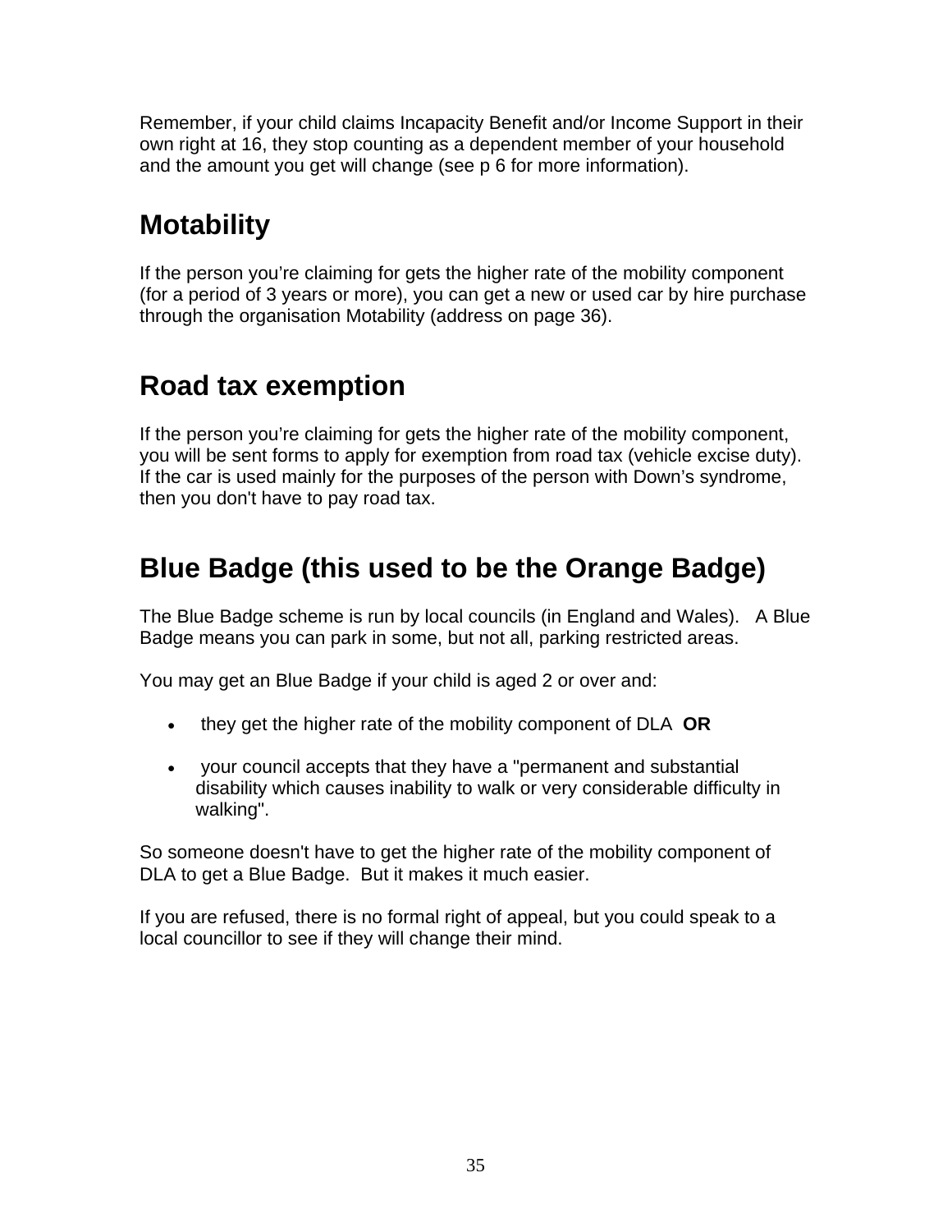Remember, if your child claims Incapacity Benefit and/or Income Support in their own right at 16, they stop counting as a dependent member of your household and the amount you get will change (see p 6 for more information).

## Motability

If the person you're claiming for gets the higher rate of the mobility component (for a period of 3 years or more), you can get a new or used car by hire purchase through the organisation Motability (address on page 36).

## Road tax exemption

If the person you're claiming for gets the higher rate of the mobility component, you will be sent forms to apply for exemption from road tax (vehicle excise duty). If the car is used mainly for the purposes of the person with Down's syndrome, then you don't have to pay road tax.

## Blue Badge (this used to be the Orange Badge)

The Blue Badge scheme is run by local councils (in England and Wales). A Blue Badge means you can park in some, but not all, parking restricted areas.

You may get an Blue Badge if your child is aged 2 or over and:

- they get the higher rate of the mobility component of DLA **OR**
- your council accepts that they have a "permanent and substantial disability which causes inability to walk or very considerable difficulty in walking".

So someone doesn't have to get the higher rate of the mobility component of DLA to get a Blue Badge. But it makes it much easier.

If you are refused, there is no formal right of appeal, but you could speak to a local councillor to see if they will change their mind.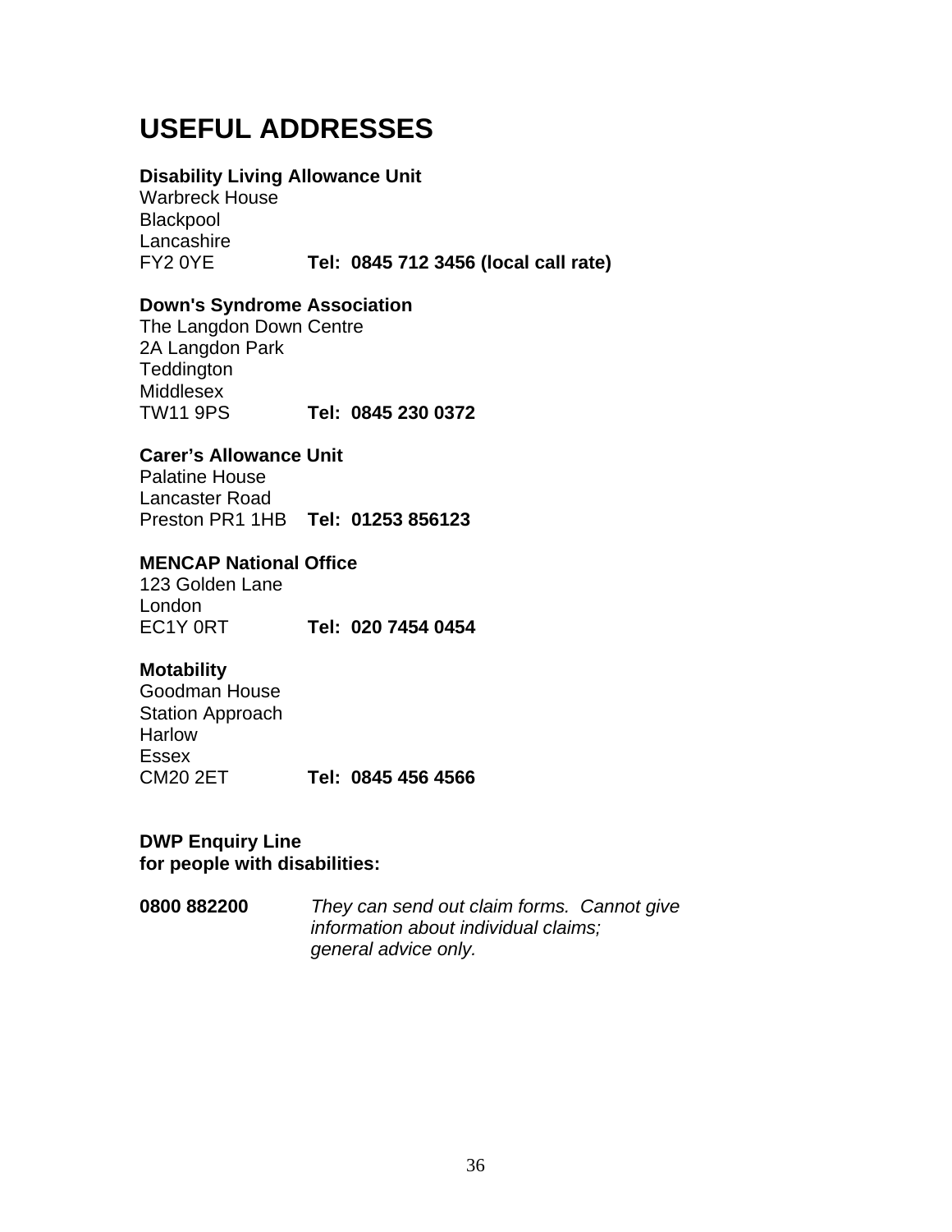# USEFUL ADDRESSES

**Disability Living Allowance Unit**
Warbreck House
Blackpool
Lancashire
FY2 0YE **Tel: 0845 712 3456 (local call rate)**

**Down's Syndrome Association**
The Langdon Down Centre
2A Langdon Park
Teddington
Middlesex
TW11 9PS **Tel: 0845 230 0372**

**Carer's Allowance Unit**
Palatine House
Lancaster Road
Preston PR1 1HB **Tel: 01253 856123**

**MENCAP National Office**
123 Golden Lane
London
EC1Y 0RT **Tel: 020 7454 0454**

**Motability**
Goodman House
Station Approach
Harlow
Essex
CM20 2ET **Tel: 0845 456 4566**

**DWP Enquiry Line**
**for people with disabilities:**

**0800 882200** *They can send out claim forms. Cannot give information about individual claims; general advice only.*